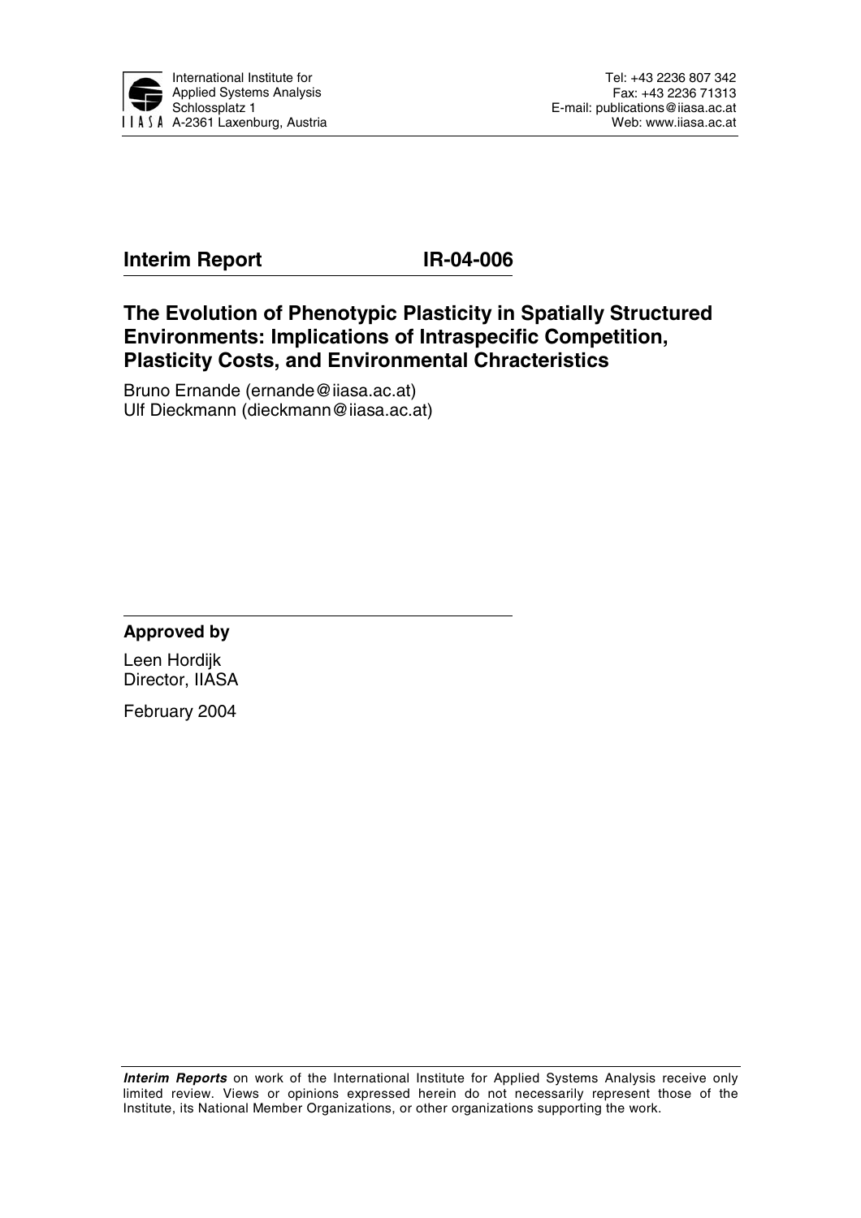International Institute for Applied Systems Analysis
Schlossplatz 1
A-2361 Laxenburg, Austria

Tel: +43 2236 807 342
Fax: +43 2236 71313
E-mail: publications@iiasa.ac.at
Web: www.iiasa.ac.at

**Interim Report** **IR-04-006**

# The Evolution of Phenotypic Plasticity in Spatially Structured Environments: Implications of Intraspecific Competition, Plasticity Costs, and Environmental Chracteristics

Bruno Ernande (ernande@iiasa.ac.at)
Ulf Dieckmann (dieckmann@iiasa.ac.at)

**Approved by**

Leen Hordijk
Director, IIASA

February 2004

***Interim Reports*** on work of the International Institute for Applied Systems Analysis receive only limited review. Views or opinions expressed herein do not necessarily represent those of the Institute, its National Member Organizations, or other organizations supporting the work.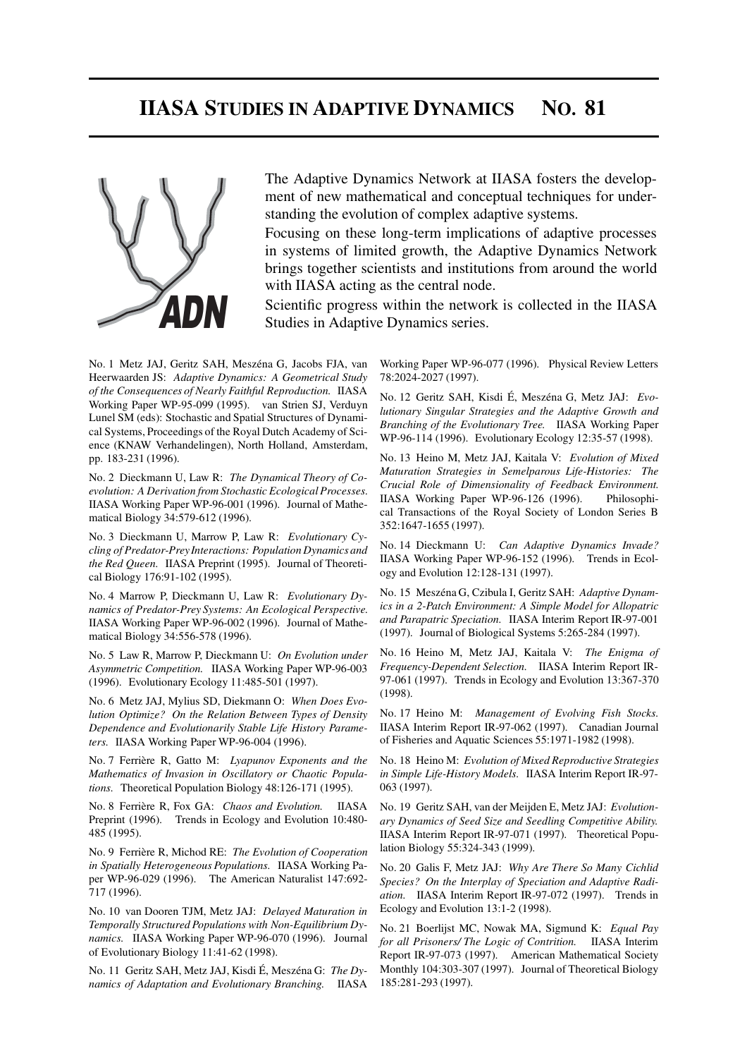# IIASA STUDIES IN ADAPTIVE DYNAMICS NO. 81

The Adaptive Dynamics Network at IIASA fosters the development of new mathematical and conceptual techniques for understanding the evolution of complex adaptive systems.

Focusing on these long-term implications of adaptive processes in systems of limited growth, the Adaptive Dynamics Network brings together scientists and institutions from around the world with IIASA acting as the central node.

Scientific progress within the network is collected in the IIASA Studies in Adaptive Dynamics series.

No. 1 Metz JAJ, Geritz SAH, Meszéna G, Jacobs FJA, van Heerwaarden JS: *Adaptive Dynamics: A Geometrical Study of the Consequences of Nearly Faithful Reproduction.* IIASA Working Paper WP-95-099 (1995). van Strien SJ, Verduyn Lunel SM (eds): Stochastic and Spatial Structures of Dynamical Systems, Proceedings of the Royal Dutch Academy of Science (KNAW Verhandelingen), North Holland, Amsterdam, pp. 183-231 (1996).

No. 2 Dieckmann U, Law R: *The Dynamical Theory of Coevolution: A Derivation from Stochastic Ecological Processes.* IIASA Working Paper WP-96-001 (1996). Journal of Mathematical Biology 34:579-612 (1996).

No. 3 Dieckmann U, Marrow P, Law R: *Evolutionary Cycling of Predator-Prey Interactions: Population Dynamics and the Red Queen.* IIASA Preprint (1995). Journal of Theoretical Biology 176:91-102 (1995).

No. 4 Marrow P, Dieckmann U, Law R: *Evolutionary Dynamics of Predator-Prey Systems: An Ecological Perspective.* IIASA Working Paper WP-96-002 (1996). Journal of Mathematical Biology 34:556-578 (1996).

No. 5 Law R, Marrow P, Dieckmann U: *On Evolution under Asymmetric Competition.* IIASA Working Paper WP-96-003 (1996). Evolutionary Ecology 11:485-501 (1997).

No. 6 Metz JAJ, Mylius SD, Diekmann O: *When Does Evolution Optimize? On the Relation Between Types of Density Dependence and Evolutionarily Stable Life History Parameters.* IIASA Working Paper WP-96-004 (1996).

No. 7 Ferrière R, Gatto M: *Lyapunov Exponents and the Mathematics of Invasion in Oscillatory or Chaotic Populations.* Theoretical Population Biology 48:126-171 (1995).

No. 8 Ferrière R, Fox GA: *Chaos and Evolution.* IIASA Preprint (1996). Trends in Ecology and Evolution 10:480-485 (1995).

No. 9 Ferrière R, Michod RE: *The Evolution of Cooperation in Spatially Heterogeneous Populations.* IIASA Working Paper WP-96-029 (1996). The American Naturalist 147:692-717 (1996).

No. 10 van Dooren TJM, Metz JAJ: *Delayed Maturation in Temporally Structured Populations with Non-Equilibrium Dynamics.* IIASA Working Paper WP-96-070 (1996). Journal of Evolutionary Biology 11:41-62 (1998).

No. 11 Geritz SAH, Metz JAJ, Kisdi É, Meszéna G: *The Dynamics of Adaptation and Evolutionary Branching.* IIASA Working Paper WP-96-077 (1996). Physical Review Letters 78:2024-2027 (1997).

No. 12 Geritz SAH, Kisdi É, Meszéna G, Metz JAJ: *Evolutionary Singular Strategies and the Adaptive Growth and Branching of the Evolutionary Tree.* IIASA Working Paper WP-96-114 (1996). Evolutionary Ecology 12:35-57 (1998).

No. 13 Heino M, Metz JAJ, Kaitala V: *Evolution of Mixed Maturation Strategies in Semelparous Life-Histories: The Crucial Role of Dimensionality of Feedback Environment.* IIASA Working Paper WP-96-126 (1996). Philosophical Transactions of the Royal Society of London Series B 352:1647-1655 (1997).

No. 14 Dieckmann U: *Can Adaptive Dynamics Invade?* IIASA Working Paper WP-96-152 (1996). Trends in Ecology and Evolution 12:128-131 (1997).

No. 15 Meszéna G, Czibula I, Geritz SAH: *Adaptive Dynamics in a 2-Patch Environment: A Simple Model for Allopatric and Parapatric Speciation.* IIASA Interim Report IR-97-001 (1997). Journal of Biological Systems 5:265-284 (1997).

No. 16 Heino M, Metz JAJ, Kaitala V: *The Enigma of Frequency-Dependent Selection.* IIASA Interim Report IR-97-061 (1997). Trends in Ecology and Evolution 13:367-370 (1998).

No. 17 Heino M: *Management of Evolving Fish Stocks.* IIASA Interim Report IR-97-062 (1997). Canadian Journal of Fisheries and Aquatic Sciences 55:1971-1982 (1998).

No. 18 Heino M: *Evolution of Mixed Reproductive Strategies in Simple Life-History Models.* IIASA Interim Report IR-97-063 (1997).

No. 19 Geritz SAH, van der Meijden E, Metz JAJ: *Evolutionary Dynamics of Seed Size and Seedling Competitive Ability.* IIASA Interim Report IR-97-071 (1997). Theoretical Population Biology 55:324-343 (1999).

No. 20 Galis F, Metz JAJ: *Why Are There So Many Cichlid Species? On the Interplay of Speciation and Adaptive Radiation.* IIASA Interim Report IR-97-072 (1997). Trends in Ecology and Evolution 13:1-2 (1998).

No. 21 Boerlijst MC, Nowak MA, Sigmund K: *Equal Pay for all Prisoners/ The Logic of Contrition.* IIASA Interim Report IR-97-073 (1997). American Mathematical Society Monthly 104:303-307 (1997). Journal of Theoretical Biology 185:281-293 (1997).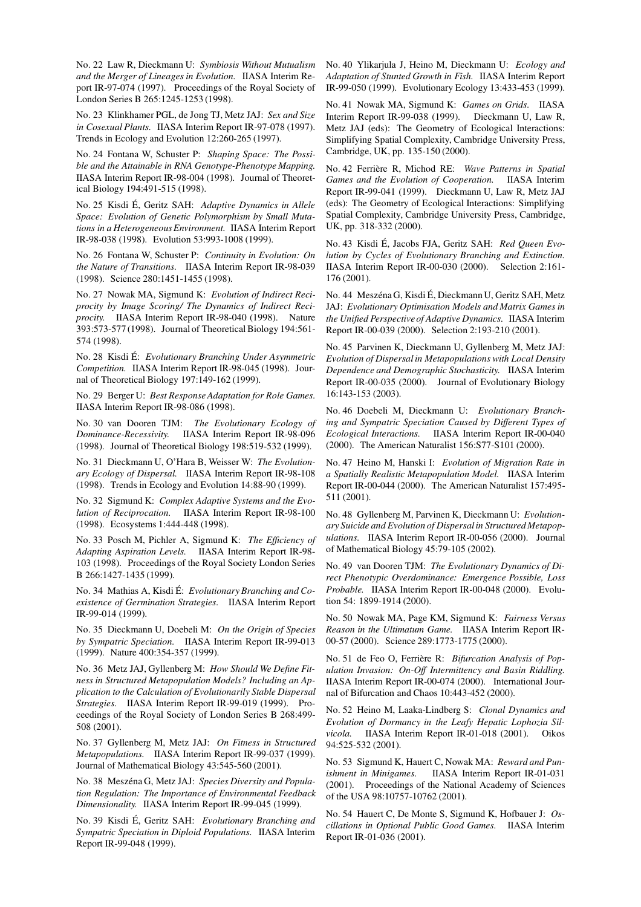No. 22 Law R, Dieckmann U: *Symbiosis Without Mutualism and the Merger of Lineages in Evolution.* IIASA Interim Report IR-97-074 (1997). Proceedings of the Royal Society of London Series B 265:1245-1253 (1998).

No. 23 Klinkhamer PGL, de Jong TJ, Metz JAJ: *Sex and Size in Cosexual Plants.* IIASA Interim Report IR-97-078 (1997). Trends in Ecology and Evolution 12:260-265 (1997).

No. 24 Fontana W, Schuster P: *Shaping Space: The Possible and the Attainable in RNA Genotype-Phenotype Mapping.* IIASA Interim Report IR-98-004 (1998). Journal of Theoretical Biology 194:491-515 (1998).

No. 25 Kisdi É, Geritz SAH: *Adaptive Dynamics in Allele Space: Evolution of Genetic Polymorphism by Small Mutations in a Heterogeneous Environment.* IIASA Interim Report IR-98-038 (1998). Evolution 53:993-1008 (1999).

No. 26 Fontana W, Schuster P: *Continuity in Evolution: On the Nature of Transitions.* IIASA Interim Report IR-98-039 (1998). Science 280:1451-1455 (1998).

No. 27 Nowak MA, Sigmund K: *Evolution of Indirect Reciprocity by Image Scoring/ The Dynamics of Indirect Reciprocity.* IIASA Interim Report IR-98-040 (1998). Nature 393:573-577 (1998). Journal of Theoretical Biology 194:561-574 (1998).

No. 28 Kisdi É: *Evolutionary Branching Under Asymmetric Competition.* IIASA Interim Report IR-98-045 (1998). Journal of Theoretical Biology 197:149-162 (1999).

No. 29 Berger U: *Best Response Adaptation for Role Games.* IIASA Interim Report IR-98-086 (1998).

No. 30 van Dooren TJM: *The Evolutionary Ecology of Dominance-Recessivity.* IIASA Interim Report IR-98-096 (1998). Journal of Theoretical Biology 198:519-532 (1999).

No. 31 Dieckmann U, O'Hara B, Weisser W: *The Evolutionary Ecology of Dispersal.* IIASA Interim Report IR-98-108 (1998). Trends in Ecology and Evolution 14:88-90 (1999).

No. 32 Sigmund K: *Complex Adaptive Systems and the Evolution of Reciprocation.* IIASA Interim Report IR-98-100 (1998). Ecosystems 1:444-448 (1998).

No. 33 Posch M, Pichler A, Sigmund K: *The Efficiency of Adapting Aspiration Levels.* IIASA Interim Report IR-98-103 (1998). Proceedings of the Royal Society London Series B 266:1427-1435 (1999).

No. 34 Mathias A, Kisdi É: *Evolutionary Branching and Coexistence of Germination Strategies.* IIASA Interim Report IR-99-014 (1999).

No. 35 Dieckmann U, Doebeli M: *On the Origin of Species by Sympatric Speciation.* IIASA Interim Report IR-99-013 (1999). Nature 400:354-357 (1999).

No. 36 Metz JAJ, Gyllenberg M: *How Should We Define Fitness in Structured Metapopulation Models? Including an Application to the Calculation of Evolutionarily Stable Dispersal Strategies.* IIASA Interim Report IR-99-019 (1999). Proceedings of the Royal Society of London Series B 268:499-508 (2001).

No. 37 Gyllenberg M, Metz JAJ: *On Fitness in Structured Metapopulations.* IIASA Interim Report IR-99-037 (1999). Journal of Mathematical Biology 43:545-560 (2001).

No. 38 Meszéna G, Metz JAJ: *Species Diversity and Population Regulation: The Importance of Environmental Feedback Dimensionality.* IIASA Interim Report IR-99-045 (1999).

No. 39 Kisdi É, Geritz SAH: *Evolutionary Branching and Sympatric Speciation in Diploid Populations.* IIASA Interim Report IR-99-048 (1999).

No. 40 Ylikarjula J, Heino M, Dieckmann U: *Ecology and Adaptation of Stunted Growth in Fish.* IIASA Interim Report IR-99-050 (1999). Evolutionary Ecology 13:433-453 (1999).

No. 41 Nowak MA, Sigmund K: *Games on Grids.* IIASA Interim Report IR-99-038 (1999). Dieckmann U, Law R, Metz JAJ (eds): The Geometry of Ecological Interactions: Simplifying Spatial Complexity, Cambridge University Press, Cambridge, UK, pp. 135-150 (2000).

No. 42 Ferrière R, Michod RE: *Wave Patterns in Spatial Games and the Evolution of Cooperation.* IIASA Interim Report IR-99-041 (1999). Dieckmann U, Law R, Metz JAJ (eds): The Geometry of Ecological Interactions: Simplifying Spatial Complexity, Cambridge University Press, Cambridge, UK, pp. 318-332 (2000).

No. 43 Kisdi É, Jacobs FJA, Geritz SAH: *Red Queen Evolution by Cycles of Evolutionary Branching and Extinction.* IIASA Interim Report IR-00-030 (2000). Selection 2:161-176 (2001).

No. 44 Meszéna G, Kisdi É, Dieckmann U, Geritz SAH, Metz JAJ: *Evolutionary Optimisation Models and Matrix Games in the Unified Perspective of Adaptive Dynamics.* IIASA Interim Report IR-00-039 (2000). Selection 2:193-210 (2001).

No. 45 Parvinen K, Dieckmann U, Gyllenberg M, Metz JAJ: *Evolution of Dispersal in Metapopulations with Local Density Dependence and Demographic Stochasticity.* IIASA Interim Report IR-00-035 (2000). Journal of Evolutionary Biology 16:143-153 (2003).

No. 46 Doebeli M, Dieckmann U: *Evolutionary Branching and Sympatric Speciation Caused by Different Types of Ecological Interactions.* IIASA Interim Report IR-00-040 (2000). The American Naturalist 156:S77-S101 (2000).

No. 47 Heino M, Hanski I: *Evolution of Migration Rate in a Spatially Realistic Metapopulation Model.* IIASA Interim Report IR-00-044 (2000). The American Naturalist 157:495-511 (2001).

No. 48 Gyllenberg M, Parvinen K, Dieckmann U: *Evolutionary Suicide and Evolution of Dispersal in Structured Metapopulations.* IIASA Interim Report IR-00-056 (2000). Journal of Mathematical Biology 45:79-105 (2002).

No. 49 van Dooren TJM: *The Evolutionary Dynamics of Direct Phenotypic Overdominance: Emergence Possible, Loss Probable.* IIASA Interim Report IR-00-048 (2000). Evolution 54: 1899-1914 (2000).

No. 50 Nowak MA, Page KM, Sigmund K: *Fairness Versus Reason in the Ultimatum Game.* IIASA Interim Report IR-00-57 (2000). Science 289:1773-1775 (2000).

No. 51 de Feo O, Ferrière R: *Bifurcation Analysis of Population Invasion: On-Off Intermittency and Basin Riddling.* IIASA Interim Report IR-00-074 (2000). International Journal of Bifurcation and Chaos 10:443-452 (2000).

No. 52 Heino M, Laaka-Lindberg S: *Clonal Dynamics and Evolution of Dormancy in the Leafy Hepatic Lophozia Silvicola.* IIASA Interim Report IR-01-018 (2001). Oikos 94:525-532 (2001).

No. 53 Sigmund K, Hauert C, Nowak MA: *Reward and Punishment in Minigames.* IIASA Interim Report IR-01-031 (2001). Proceedings of the National Academy of Sciences of the USA 98:10757-10762 (2001).

No. 54 Hauert C, De Monte S, Sigmund K, Hofbauer J: *Oscillations in Optional Public Good Games.* IIASA Interim Report IR-01-036 (2001).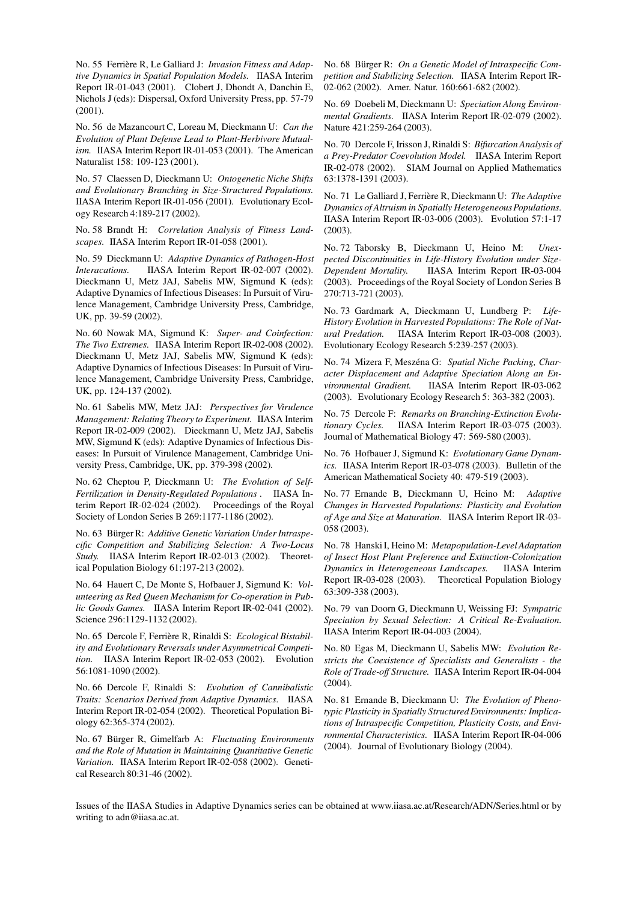No. 55 Ferrière R, Le Galliard J: *Invasion Fitness and Adaptive Dynamics in Spatial Population Models.* IIASA Interim Report IR-01-043 (2001). Clobert J, Dhondt A, Danchin E, Nichols J (eds): Dispersal, Oxford University Press, pp. 57-79 (2001).

No. 56 de Mazancourt C, Loreau M, Dieckmann U: *Can the Evolution of Plant Defense Lead to Plant-Herbivore Mutualism.* IIASA Interim Report IR-01-053 (2001). The American Naturalist 158: 109-123 (2001).

No. 57 Claessen D, Dieckmann U: *Ontogenetic Niche Shifts and Evolutionary Branching in Size-Structured Populations.* IIASA Interim Report IR-01-056 (2001). Evolutionary Ecology Research 4:189-217 (2002).

No. 58 Brandt H: *Correlation Analysis of Fitness Landscapes.* IIASA Interim Report IR-01-058 (2001).

No. 59 Dieckmann U: *Adaptive Dynamics of Pathogen-Host Interacations.* IIASA Interim Report IR-02-007 (2002). Dieckmann U, Metz JAJ, Sabelis MW, Sigmund K (eds): Adaptive Dynamics of Infectious Diseases: In Pursuit of Virulence Management, Cambridge University Press, Cambridge, UK, pp. 39-59 (2002).

No. 60 Nowak MA, Sigmund K: *Super- and Coinfection: The Two Extremes.* IIASA Interim Report IR-02-008 (2002). Dieckmann U, Metz JAJ, Sabelis MW, Sigmund K (eds): Adaptive Dynamics of Infectious Diseases: In Pursuit of Virulence Management, Cambridge University Press, Cambridge, UK, pp. 124-137 (2002).

No. 61 Sabelis MW, Metz JAJ: *Perspectives for Virulence Management: Relating Theory to Experiment.* IIASA Interim Report IR-02-009 (2002). Dieckmann U, Metz JAJ, Sabelis MW, Sigmund K (eds): Adaptive Dynamics of Infectious Diseases: In Pursuit of Virulence Management, Cambridge University Press, Cambridge, UK, pp. 379-398 (2002).

No. 62 Cheptou P, Dieckmann U: *The Evolution of Self-Fertilization in Density-Regulated Populations .* IIASA Interim Report IR-02-024 (2002). Proceedings of the Royal Society of London Series B 269:1177-1186 (2002).

No. 63 Bürger R: *Additive Genetic Variation Under Intraspecific Competition and Stabilizing Selection: A Two-Locus Study.* IIASA Interim Report IR-02-013 (2002). Theoretical Population Biology 61:197-213 (2002).

No. 64 Hauert C, De Monte S, Hofbauer J, Sigmund K: *Volunteering as Red Queen Mechanism for Co-operation in Public Goods Games.* IIASA Interim Report IR-02-041 (2002). Science 296:1129-1132 (2002).

No. 65 Dercole F, Ferrière R, Rinaldi S: *Ecological Bistability and Evolutionary Reversals under Asymmetrical Competition.* IIASA Interim Report IR-02-053 (2002). Evolution 56:1081-1090 (2002).

No. 66 Dercole F, Rinaldi S: *Evolution of Cannibalistic Traits: Scenarios Derived from Adaptive Dynamics.* IIASA Interim Report IR-02-054 (2002). Theoretical Population Biology 62:365-374 (2002).

No. 67 Bürger R, Gimelfarb A: *Fluctuating Environments and the Role of Mutation in Maintaining Quantitative Genetic Variation.* IIASA Interim Report IR-02-058 (2002). Genetical Research 80:31-46 (2002).

No. 68 Bürger R: *On a Genetic Model of Intraspecific Competition and Stabilizing Selection.* IIASA Interim Report IR-02-062 (2002). Amer. Natur. 160:661-682 (2002).

No. 69 Doebeli M, Dieckmann U: *Speciation Along Environmental Gradients.* IIASA Interim Report IR-02-079 (2002). Nature 421:259-264 (2003).

No. 70 Dercole F, Irisson J, Rinaldi S: *Bifurcation Analysis of a Prey-Predator Coevolution Model.* IIASA Interim Report IR-02-078 (2002). SIAM Journal on Applied Mathematics 63:1378-1391 (2003).

No. 71 Le Galliard J, Ferrière R, Dieckmann U: *The Adaptive Dynamics of Altruism in Spatially Heterogeneous Populations.* IIASA Interim Report IR-03-006 (2003). Evolution 57:1-17 (2003).

No. 72 Taborsky B, Dieckmann U, Heino M: *Unexpected Discontinuities in Life-History Evolution under Size-Dependent Mortality.* IIASA Interim Report IR-03-004 (2003). Proceedings of the Royal Society of London Series B 270:713-721 (2003).

No. 73 Gardmark A, Dieckmann U, Lundberg P: *Life-History Evolution in Harvested Populations: The Role of Natural Predation.* IIASA Interim Report IR-03-008 (2003). Evolutionary Ecology Research 5:239-257 (2003).

No. 74 Mizera F, Meszéna G: *Spatial Niche Packing, Character Displacement and Adaptive Speciation Along an Environmental Gradient.* IIASA Interim Report IR-03-062 (2003). Evolutionary Ecology Research 5: 363-382 (2003).

No. 75 Dercole F: *Remarks on Branching-Extinction Evolutionary Cycles.* IIASA Interim Report IR-03-075 (2003). Journal of Mathematical Biology 47: 569-580 (2003).

No. 76 Hofbauer J, Sigmund K: *Evolutionary Game Dynamics.* IIASA Interim Report IR-03-078 (2003). Bulletin of the American Mathematical Society 40: 479-519 (2003).

No. 77 Ernande B, Dieckmann U, Heino M: *Adaptive Changes in Harvested Populations: Plasticity and Evolution of Age and Size at Maturation.* IIASA Interim Report IR-03-058 (2003).

No. 78 Hanski I, Heino M: *Metapopulation-Level Adaptation of Insect Host Plant Preference and Extinction-Colonization Dynamics in Heterogeneous Landscapes.* IIASA Interim Report IR-03-028 (2003). Theoretical Population Biology 63:309-338 (2003).

No. 79 van Doorn G, Dieckmann U, Weissing FJ: *Sympatric Speciation by Sexual Selection: A Critical Re-Evaluation.* IIASA Interim Report IR-04-003 (2004).

No. 80 Egas M, Dieckmann U, Sabelis MW: *Evolution Restricts the Coexistence of Specialists and Generalists - the Role of Trade-off Structure.* IIASA Interim Report IR-04-004 (2004).

No. 81 Ernande B, Dieckmann U: *The Evolution of Phenotypic Plasticity in Spatially Structured Environments: Implications of Intraspecific Competition, Plasticity Costs, and Environmental Characteristics.* IIASA Interim Report IR-04-006 (2004). Journal of Evolutionary Biology (2004).

Issues of the IIASA Studies in Adaptive Dynamics series can be obtained at www.iiasa.ac.at/Research/ADN/Series.html or by writing to adn@iiasa.ac.at.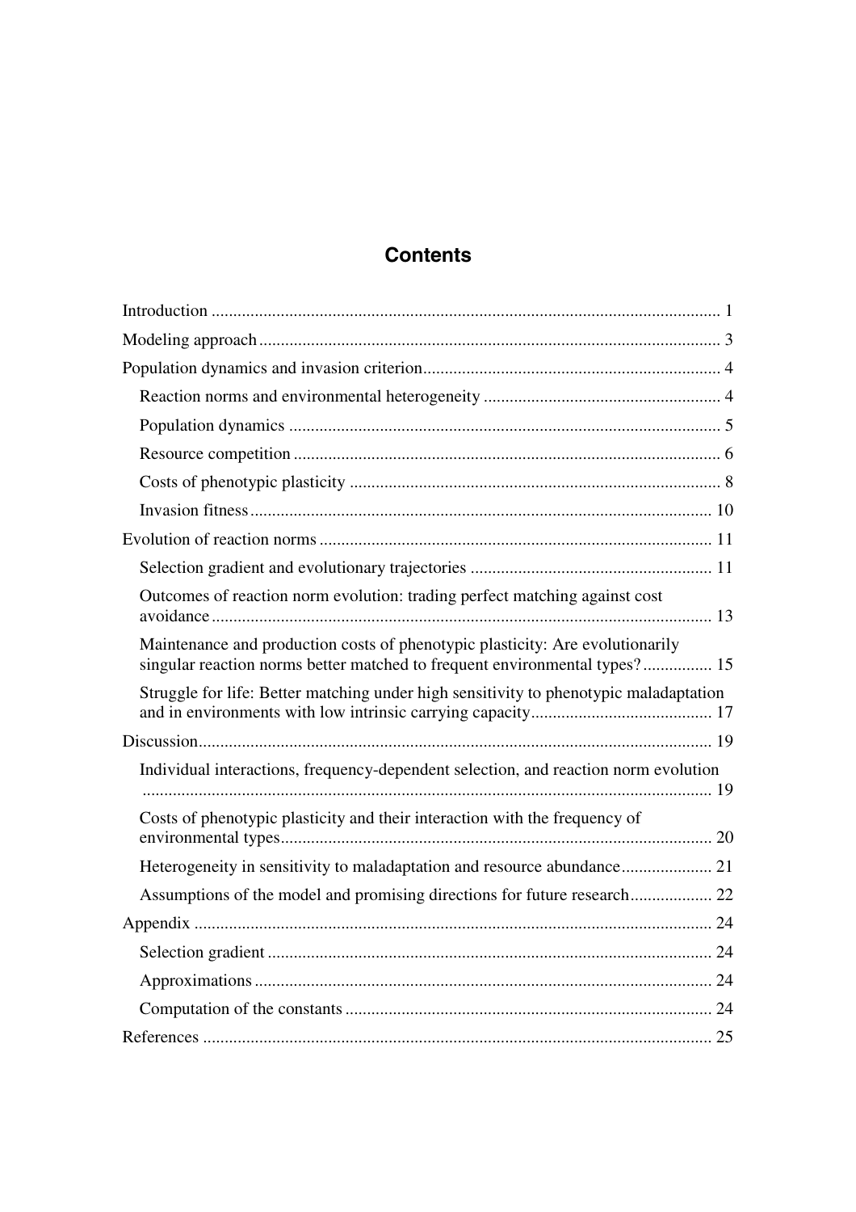# Contents

- Introduction ..................................................................................................................... 1
- Modeling approach .......................................................................................................... 3
- Population dynamics and invasion criterion .................................................................... 4
  - Reaction norms and environmental heterogeneity ....................................................... 4
  - Population dynamics ................................................................................................... 5
  - Resource competition .................................................................................................. 6
  - Costs of phenotypic plasticity ..................................................................................... 8
  - Invasion fitness .......................................................................................................... 10
- Evolution of reaction norms .......................................................................................... 11
  - Selection gradient and evolutionary trajectories ....................................................... 11
  - Outcomes of reaction norm evolution: trading perfect matching against cost avoidance ................................................................................................................... 13
  - Maintenance and production costs of phenotypic plasticity: Are evolutionarily singular reaction norms better matched to frequent environmental types? ................ 15
  - Struggle for life: Better matching under high sensitivity to phenotypic maladaptation and in environments with low intrinsic carrying capacity ......................................... 17
- Discussion ...................................................................................................................... 19
  - Individual interactions, frequency-dependent selection, and reaction norm evolution .................................................................................................................................. 19
  - Costs of phenotypic plasticity and their interaction with the frequency of environmental types ................................................................................................... 20
  - Heterogeneity in sensitivity to maladaptation and resource abundance ..................... 21
  - Assumptions of the model and promising directions for future research ................... 22
- Appendix ....................................................................................................................... 24
  - Selection gradient ...................................................................................................... 24
  - Approximations ......................................................................................................... 24
  - Computation of the constants .................................................................................... 24
- References ..................................................................................................................... 25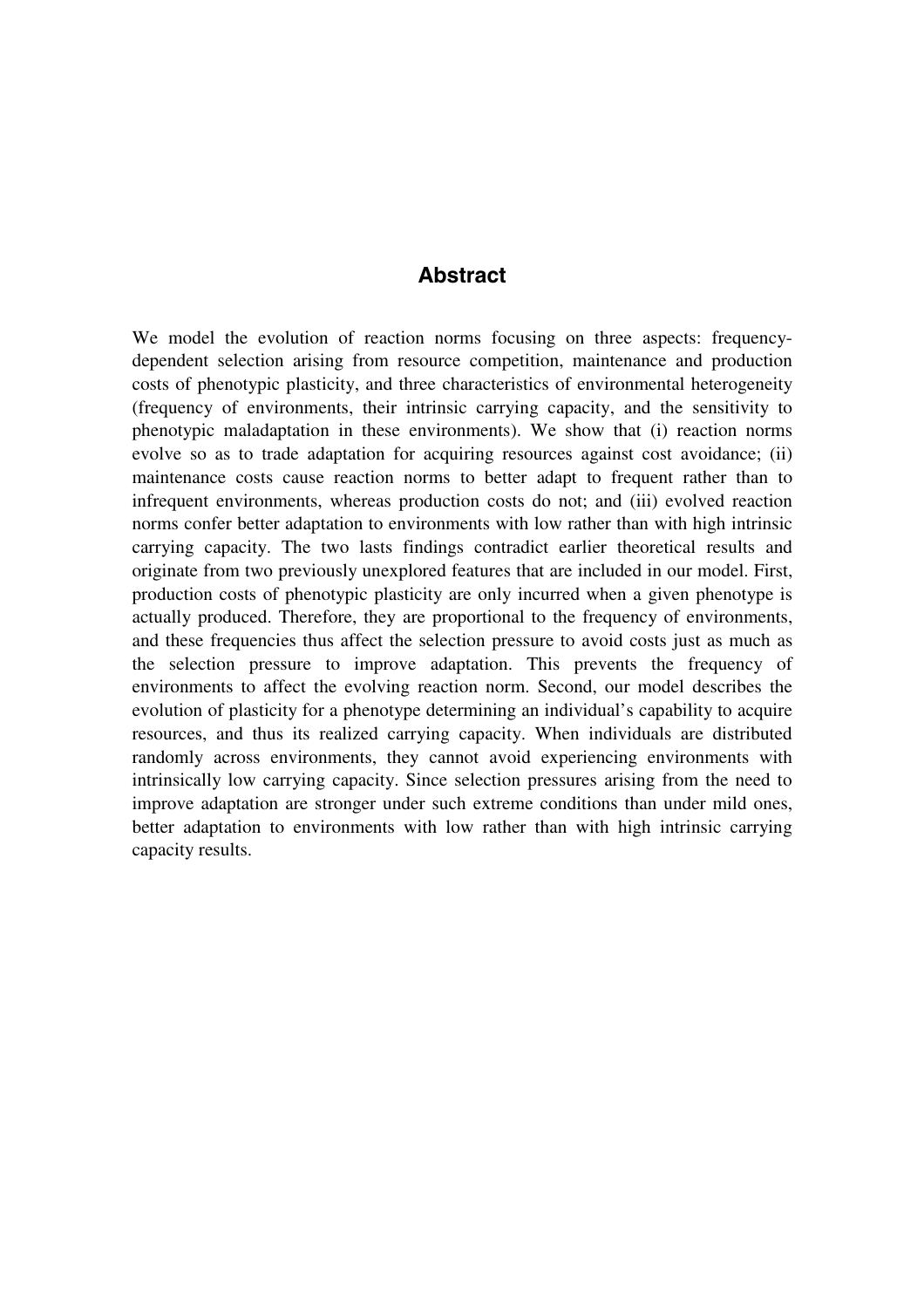## Abstract

We model the evolution of reaction norms focusing on three aspects: frequency-dependent selection arising from resource competition, maintenance and production costs of phenotypic plasticity, and three characteristics of environmental heterogeneity (frequency of environments, their intrinsic carrying capacity, and the sensitivity to phenotypic maladaptation in these environments). We show that (i) reaction norms evolve so as to trade adaptation for acquiring resources against cost avoidance; (ii) maintenance costs cause reaction norms to better adapt to frequent rather than to infrequent environments, whereas production costs do not; and (iii) evolved reaction norms confer better adaptation to environments with low rather than with high intrinsic carrying capacity. The two lasts findings contradict earlier theoretical results and originate from two previously unexplored features that are included in our model. First, production costs of phenotypic plasticity are only incurred when a given phenotype is actually produced. Therefore, they are proportional to the frequency of environments, and these frequencies thus affect the selection pressure to avoid costs just as much as the selection pressure to improve adaptation. This prevents the frequency of environments to affect the evolving reaction norm. Second, our model describes the evolution of plasticity for a phenotype determining an individual's capability to acquire resources, and thus its realized carrying capacity. When individuals are distributed randomly across environments, they cannot avoid experiencing environments with intrinsically low carrying capacity. Since selection pressures arising from the need to improve adaptation are stronger under such extreme conditions than under mild ones, better adaptation to environments with low rather than with high intrinsic carrying capacity results.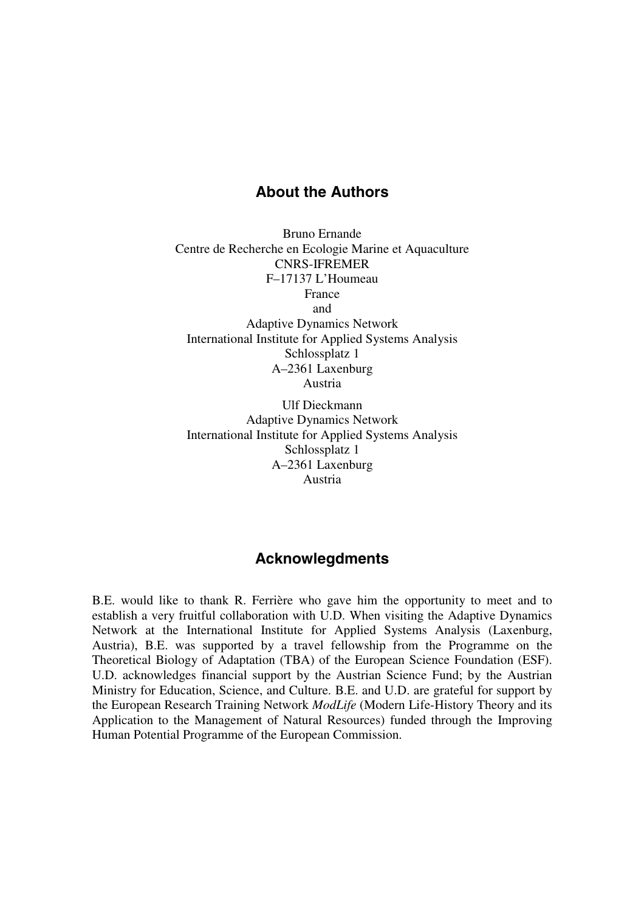## About the Authors

Bruno Ernande
Centre de Recherche en Ecologie Marine et Aquaculture
CNRS-IFREMER
F–17137 L'Houmeau
France
and
Adaptive Dynamics Network
International Institute for Applied Systems Analysis
Schlossplatz 1
A–2361 Laxenburg
Austria

Ulf Dieckmann
Adaptive Dynamics Network
International Institute for Applied Systems Analysis
Schlossplatz 1
A–2361 Laxenburg
Austria

## Acknowlegdments

B.E. would like to thank R. Ferrière who gave him the opportunity to meet and to establish a very fruitful collaboration with U.D. When visiting the Adaptive Dynamics Network at the International Institute for Applied Systems Analysis (Laxenburg, Austria), B.E. was supported by a travel fellowship from the Programme on the Theoretical Biology of Adaptation (TBA) of the European Science Foundation (ESF). U.D. acknowledges financial support by the Austrian Science Fund; by the Austrian Ministry for Education, Science, and Culture. B.E. and U.D. are grateful for support by the European Research Training Network *ModLife* (Modern Life-History Theory and its Application to the Management of Natural Resources) funded through the Improving Human Potential Programme of the European Commission.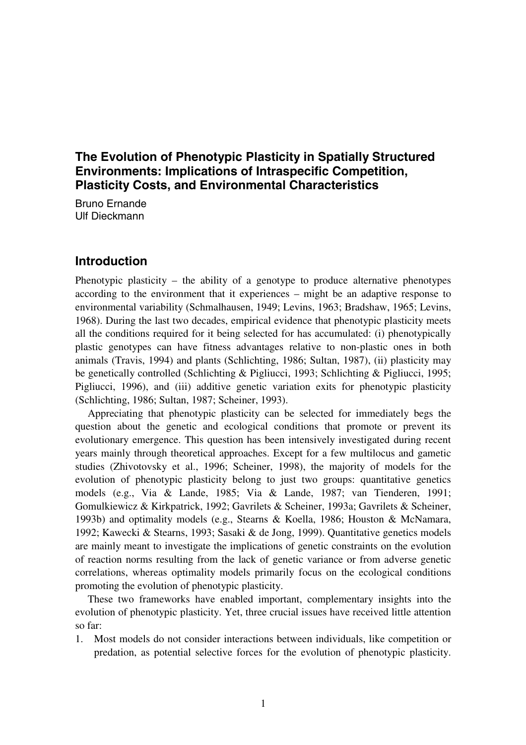# The Evolution of Phenotypic Plasticity in Spatially Structured Environments: Implications of Intraspecific Competition, Plasticity Costs, and Environmental Characteristics

Bruno Ernande
Ulf Dieckmann

## Introduction

Phenotypic plasticity – the ability of a genotype to produce alternative phenotypes according to the environment that it experiences – might be an adaptive response to environmental variability (Schmalhausen, 1949; Levins, 1963; Bradshaw, 1965; Levins, 1968). During the last two decades, empirical evidence that phenotypic plasticity meets all the conditions required for it being selected for has accumulated: (i) phenotypically plastic genotypes can have fitness advantages relative to non-plastic ones in both animals (Travis, 1994) and plants (Schlichting, 1986; Sultan, 1987), (ii) plasticity may be genetically controlled (Schlichting & Pigliucci, 1993; Schlichting & Pigliucci, 1995; Pigliucci, 1996), and (iii) additive genetic variation exits for phenotypic plasticity (Schlichting, 1986; Sultan, 1987; Scheiner, 1993).

Appreciating that phenotypic plasticity can be selected for immediately begs the question about the genetic and ecological conditions that promote or prevent its evolutionary emergence. This question has been intensively investigated during recent years mainly through theoretical approaches. Except for a few multilocus and gametic studies (Zhivotovsky et al., 1996; Scheiner, 1998), the majority of models for the evolution of phenotypic plasticity belong to just two groups: quantitative genetics models (e.g., Via & Lande, 1985; Via & Lande, 1987; van Tienderen, 1991; Gomulkiewicz & Kirkpatrick, 1992; Gavrilets & Scheiner, 1993a; Gavrilets & Scheiner, 1993b) and optimality models (e.g., Stearns & Koella, 1986; Houston & McNamara, 1992; Kawecki & Stearns, 1993; Sasaki & de Jong, 1999). Quantitative genetics models are mainly meant to investigate the implications of genetic constraints on the evolution of reaction norms resulting from the lack of genetic variance or from adverse genetic correlations, whereas optimality models primarily focus on the ecological conditions promoting the evolution of phenotypic plasticity.

These two frameworks have enabled important, complementary insights into the evolution of phenotypic plasticity. Yet, three crucial issues have received little attention so far:

1. Most models do not consider interactions between individuals, like competition or predation, as potential selective forces for the evolution of phenotypic plasticity.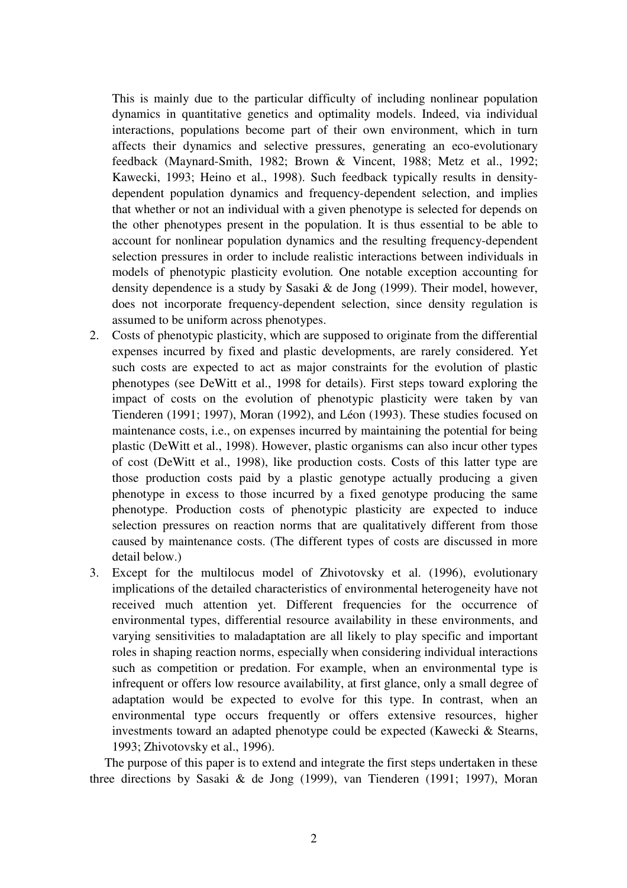This is mainly due to the particular difficulty of including nonlinear population dynamics in quantitative genetics and optimality models. Indeed, via individual interactions, populations become part of their own environment, which in turn affects their dynamics and selective pressures, generating an eco-evolutionary feedback (Maynard-Smith, 1982; Brown & Vincent, 1988; Metz et al., 1992; Kawecki, 1993; Heino et al., 1998). Such feedback typically results in density-dependent population dynamics and frequency-dependent selection, and implies that whether or not an individual with a given phenotype is selected for depends on the other phenotypes present in the population. It is thus essential to be able to account for nonlinear population dynamics and the resulting frequency-dependent selection pressures in order to include realistic interactions between individuals in models of phenotypic plasticity evolution. One notable exception accounting for density dependence is a study by Sasaki & de Jong (1999). Their model, however, does not incorporate frequency-dependent selection, since density regulation is assumed to be uniform across phenotypes.

2. Costs of phenotypic plasticity, which are supposed to originate from the differential expenses incurred by fixed and plastic developments, are rarely considered. Yet such costs are expected to act as major constraints for the evolution of plastic phenotypes (see DeWitt et al., 1998 for details). First steps toward exploring the impact of costs on the evolution of phenotypic plasticity were taken by van Tienderen (1991; 1997), Moran (1992), and Léon (1993). These studies focused on maintenance costs, i.e., on expenses incurred by maintaining the potential for being plastic (DeWitt et al., 1998). However, plastic organisms can also incur other types of cost (DeWitt et al., 1998), like production costs. Costs of this latter type are those production costs paid by a plastic genotype actually producing a given phenotype in excess to those incurred by a fixed genotype producing the same phenotype. Production costs of phenotypic plasticity are expected to induce selection pressures on reaction norms that are qualitatively different from those caused by maintenance costs. (The different types of costs are discussed in more detail below.)
3. Except for the multilocus model of Zhivotovsky et al. (1996), evolutionary implications of the detailed characteristics of environmental heterogeneity have not received much attention yet. Different frequencies for the occurrence of environmental types, differential resource availability in these environments, and varying sensitivities to maladaptation are all likely to play specific and important roles in shaping reaction norms, especially when considering individual interactions such as competition or predation. For example, when an environmental type is infrequent or offers low resource availability, at first glance, only a small degree of adaptation would be expected to evolve for this type. In contrast, when an environmental type occurs frequently or offers extensive resources, higher investments toward an adapted phenotype could be expected (Kawecki & Stearns, 1993; Zhivotovsky et al., 1996).

The purpose of this paper is to extend and integrate the first steps undertaken in these three directions by Sasaki & de Jong (1999), van Tienderen (1991; 1997), Moran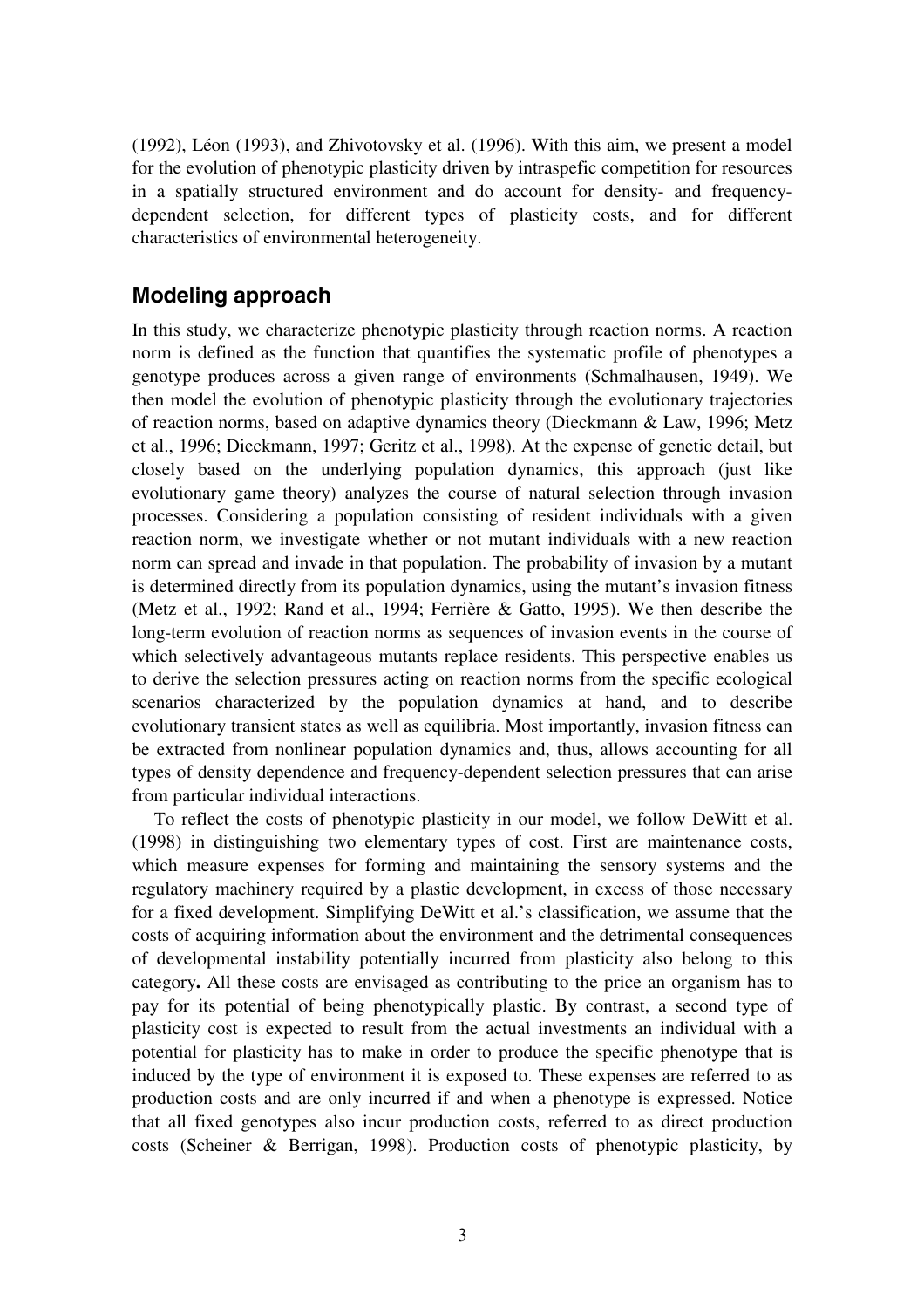(1992), Léon (1993), and Zhivotovsky et al. (1996). With this aim, we present a model for the evolution of phenotypic plasticity driven by intraspefic competition for resources in a spatially structured environment and do account for density- and frequency-dependent selection, for different types of plasticity costs, and for different characteristics of environmental heterogeneity.

## Modeling approach

In this study, we characterize phenotypic plasticity through reaction norms. A reaction norm is defined as the function that quantifies the systematic profile of phenotypes a genotype produces across a given range of environments (Schmalhausen, 1949). We then model the evolution of phenotypic plasticity through the evolutionary trajectories of reaction norms, based on adaptive dynamics theory (Dieckmann & Law, 1996; Metz et al., 1996; Dieckmann, 1997; Geritz et al., 1998). At the expense of genetic detail, but closely based on the underlying population dynamics, this approach (just like evolutionary game theory) analyzes the course of natural selection through invasion processes. Considering a population consisting of resident individuals with a given reaction norm, we investigate whether or not mutant individuals with a new reaction norm can spread and invade in that population. The probability of invasion by a mutant is determined directly from its population dynamics, using the mutant's invasion fitness (Metz et al., 1992; Rand et al., 1994; Ferrière & Gatto, 1995). We then describe the long-term evolution of reaction norms as sequences of invasion events in the course of which selectively advantageous mutants replace residents. This perspective enables us to derive the selection pressures acting on reaction norms from the specific ecological scenarios characterized by the population dynamics at hand, and to describe evolutionary transient states as well as equilibria. Most importantly, invasion fitness can be extracted from nonlinear population dynamics and, thus, allows accounting for all types of density dependence and frequency-dependent selection pressures that can arise from particular individual interactions.

To reflect the costs of phenotypic plasticity in our model, we follow DeWitt et al. (1998) in distinguishing two elementary types of cost. First are maintenance costs, which measure expenses for forming and maintaining the sensory systems and the regulatory machinery required by a plastic development, in excess of those necessary for a fixed development. Simplifying DeWitt et al.'s classification, we assume that the costs of acquiring information about the environment and the detrimental consequences of developmental instability potentially incurred from plasticity also belong to this category**.** All these costs are envisaged as contributing to the price an organism has to pay for its potential of being phenotypically plastic. By contrast, a second type of plasticity cost is expected to result from the actual investments an individual with a potential for plasticity has to make in order to produce the specific phenotype that is induced by the type of environment it is exposed to. These expenses are referred to as production costs and are only incurred if and when a phenotype is expressed. Notice that all fixed genotypes also incur production costs, referred to as direct production costs (Scheiner & Berrigan, 1998). Production costs of phenotypic plasticity, by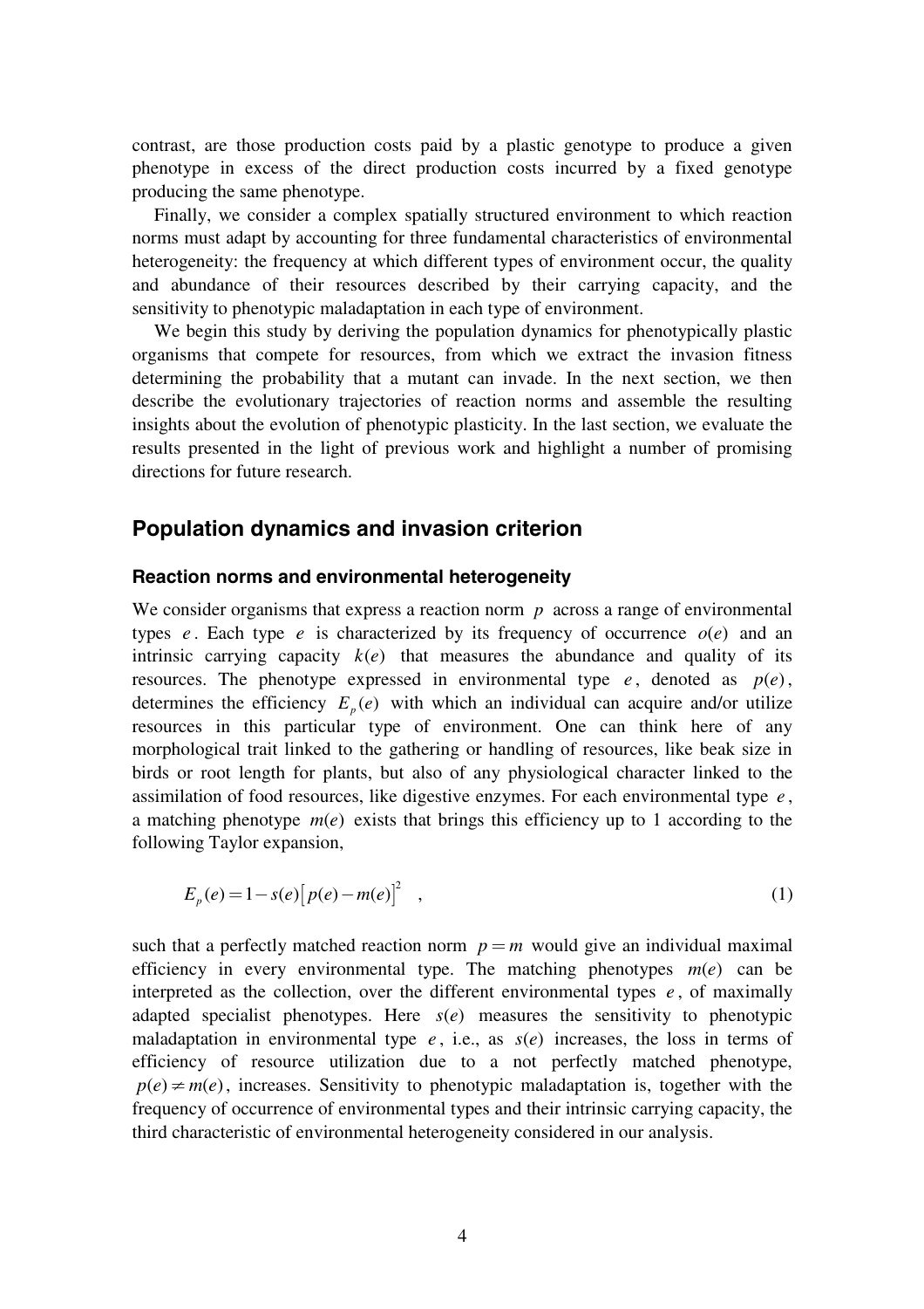contrast, are those production costs paid by a plastic genotype to produce a given phenotype in excess of the direct production costs incurred by a fixed genotype producing the same phenotype.

Finally, we consider a complex spatially structured environment to which reaction norms must adapt by accounting for three fundamental characteristics of environmental heterogeneity: the frequency at which different types of environment occur, the quality and abundance of their resources described by their carrying capacity, and the sensitivity to phenotypic maladaptation in each type of environment.

We begin this study by deriving the population dynamics for phenotypically plastic organisms that compete for resources, from which we extract the invasion fitness determining the probability that a mutant can invade. In the next section, we then describe the evolutionary trajectories of reaction norms and assemble the resulting insights about the evolution of phenotypic plasticity. In the last section, we evaluate the results presented in the light of previous work and highlight a number of promising directions for future research.

## Population dynamics and invasion criterion

### Reaction norms and environmental heterogeneity

We consider organisms that express a reaction norm $p$ across a range of environmental types $e$. Each type $e$ is characterized by its frequency of occurrence $o(e)$ and an intrinsic carrying capacity $k(e)$ that measures the abundance and quality of its resources. The phenotype expressed in environmental type $e$, denoted as $p(e)$, determines the efficiency $E_p(e)$ with which an individual can acquire and/or utilize resources in this particular type of environment. One can think here of any morphological trait linked to the gathering or handling of resources, like beak size in birds or root length for plants, but also of any physiological character linked to the assimilation of food resources, like digestive enzymes. For each environmental type $e$, a matching phenotype $m(e)$ exists that brings this efficiency up to 1 according to the following Taylor expansion,

$$E_p(e) = 1 - s(e)\left[p(e) - m(e)\right]^2 \quad , \tag{1}$$

such that a perfectly matched reaction norm $p = m$ would give an individual maximal efficiency in every environmental type. The matching phenotypes $m(e)$ can be interpreted as the collection, over the different environmental types $e$, of maximally adapted specialist phenotypes. Here $s(e)$ measures the sensitivity to phenotypic maladaptation in environmental type $e$, i.e., as $s(e)$ increases, the loss in terms of efficiency of resource utilization due to a not perfectly matched phenotype, $p(e) \neq m(e)$, increases. Sensitivity to phenotypic maladaptation is, together with the frequency of occurrence of environmental types and their intrinsic carrying capacity, the third characteristic of environmental heterogeneity considered in our analysis.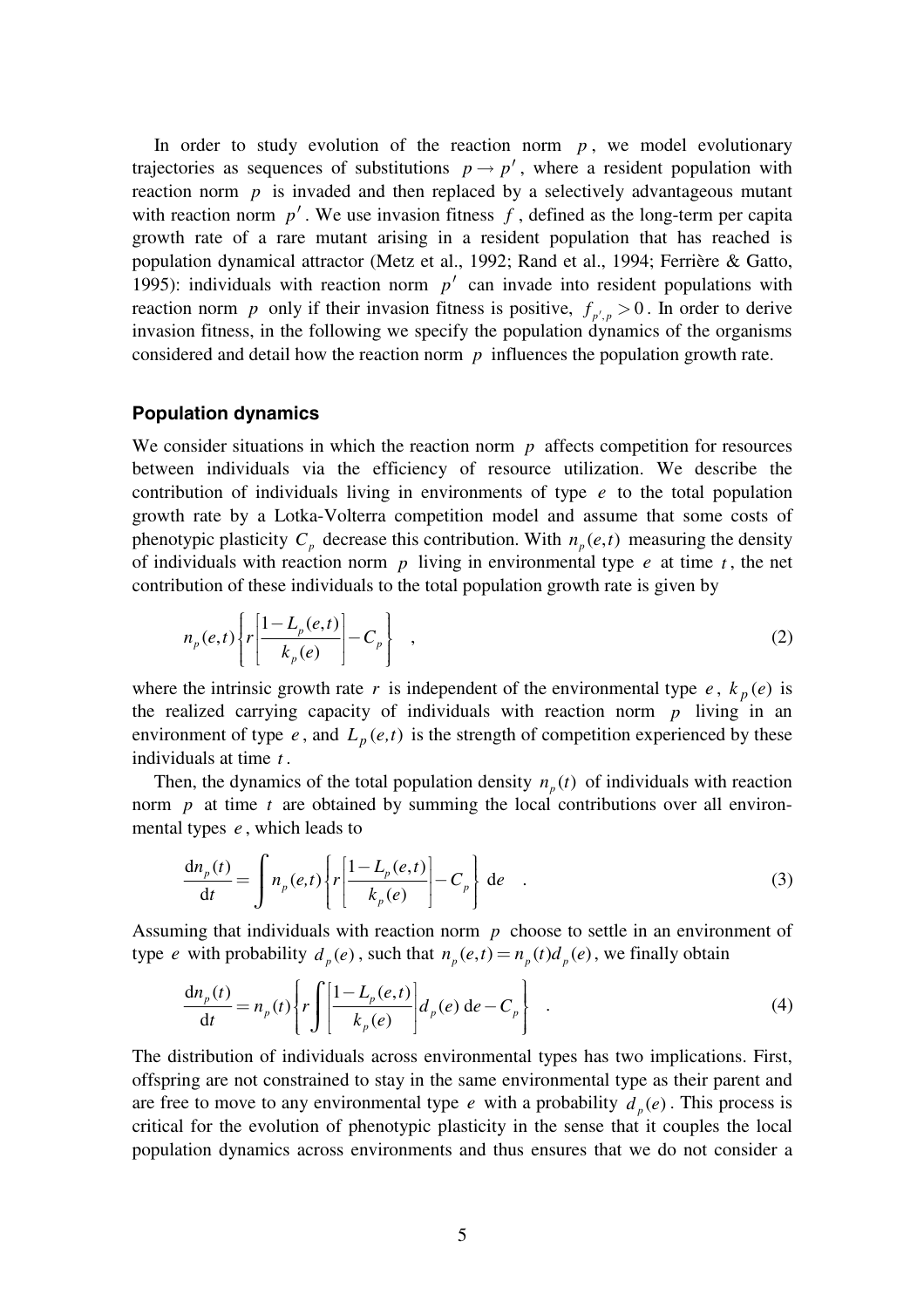In order to study evolution of the reaction norm $p$, we model evolutionary trajectories as sequences of substitutions $p \rightarrow p'$, where a resident population with reaction norm $p$ is invaded and then replaced by a selectively advantageous mutant with reaction norm $p'$. We use invasion fitness $f$, defined as the long-term per capita growth rate of a rare mutant arising in a resident population that has reached is population dynamical attractor (Metz et al., 1992; Rand et al., 1994; Ferrière & Gatto, 1995): individuals with reaction norm $p'$ can invade into resident populations with reaction norm $p$ only if their invasion fitness is positive, $f_{p',p} > 0$. In order to derive invasion fitness, in the following we specify the population dynamics of the organisms considered and detail how the reaction norm $p$ influences the population growth rate.

### Population dynamics

We consider situations in which the reaction norm $p$ affects competition for resources between individuals via the efficiency of resource utilization. We describe the contribution of individuals living in environments of type $e$ to the total population growth rate by a Lotka-Volterra competition model and assume that some costs of phenotypic plasticity $C_p$ decrease this contribution. With $n_p(e,t)$ measuring the density of individuals with reaction norm $p$ living in environmental type $e$ at time $t$, the net contribution of these individuals to the total population growth rate is given by

$$n_p(e,t)\left\{r\left[\frac{1-L_p(e,t)}{k_p(e)}\right]-C_p\right\} \quad , \tag{2}$$

where the intrinsic growth rate $r$ is independent of the environmental type $e$, $k_p(e)$ is the realized carrying capacity of individuals with reaction norm $p$ living in an environment of type $e$, and $L_p(e,t)$ is the strength of competition experienced by these individuals at time $t$.

Then, the dynamics of the total population density $n_p(t)$ of individuals with reaction norm $p$ at time $t$ are obtained by summing the local contributions over all environmental types $e$, which leads to

$$\frac{\mathrm{d}n_p(t)}{\mathrm{d}t} = \int n_p(e,t)\left\{r\left[\frac{1-L_p(e,t)}{k_p(e)}\right]-C_p\right\}\,\mathrm{d}e \quad . \tag{3}$$

Assuming that individuals with reaction norm $p$ choose to settle in an environment of type $e$ with probability $d_p(e)$, such that $n_p(e,t) = n_p(t)d_p(e)$, we finally obtain

$$\frac{\mathrm{d}n_p(t)}{\mathrm{d}t} = n_p(t)\left\{r\int\left[\frac{1-L_p(e,t)}{k_p(e)}\right]d_p(e)\,\mathrm{d}e - C_p\right\} \quad . \tag{4}$$

The distribution of individuals across environmental types has two implications. First, offspring are not constrained to stay in the same environmental type as their parent and are free to move to any environmental type $e$ with a probability $d_p(e)$. This process is critical for the evolution of phenotypic plasticity in the sense that it couples the local population dynamics across environments and thus ensures that we do not consider a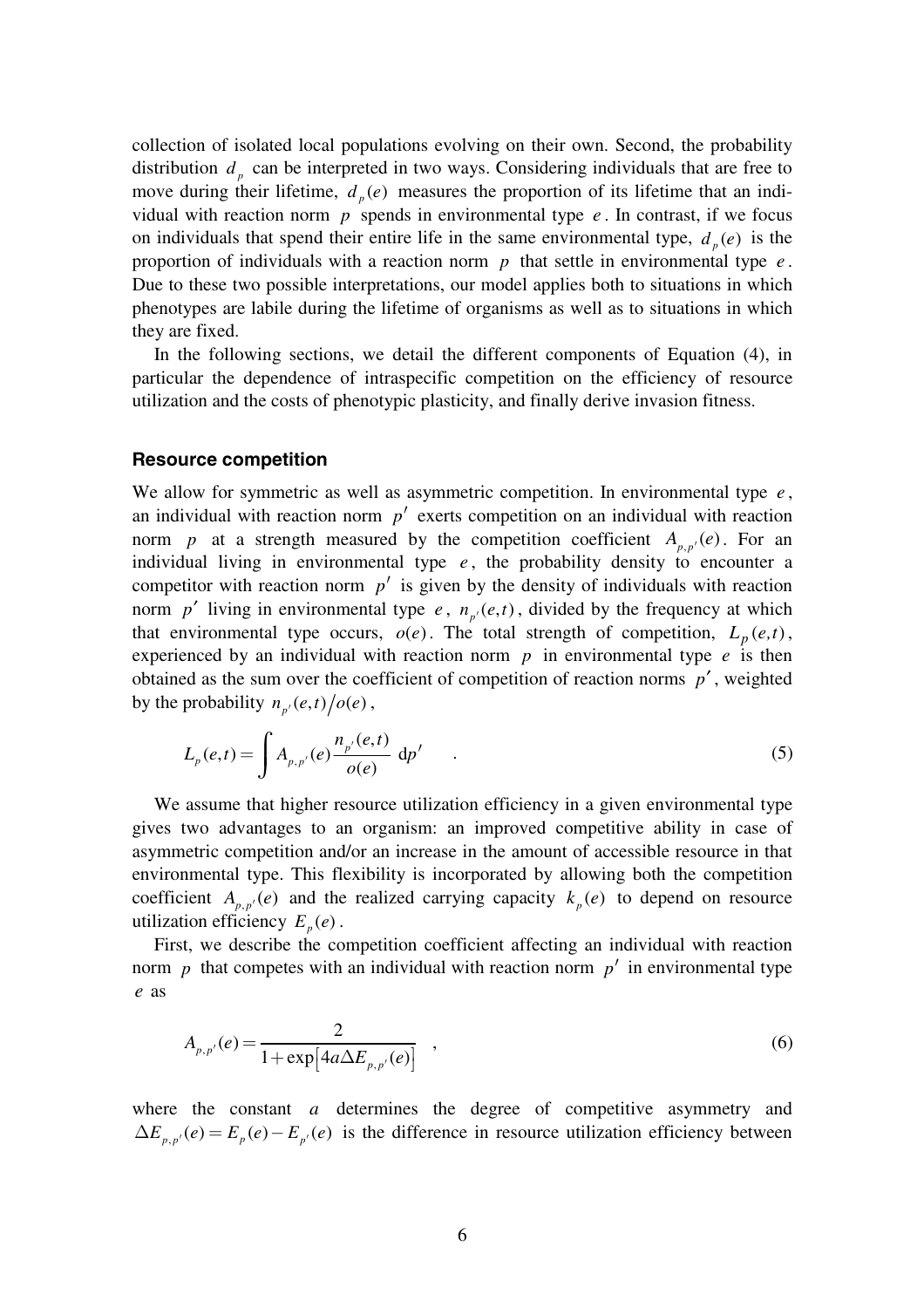collection of isolated local populations evolving on their own. Second, the probability distribution $d_p$ can be interpreted in two ways. Considering individuals that are free to move during their lifetime, $d_p(e)$ measures the proportion of its lifetime that an individual with reaction norm $p$ spends in environmental type $e$. In contrast, if we focus on individuals that spend their entire life in the same environmental type, $d_p(e)$ is the proportion of individuals with a reaction norm $p$ that settle in environmental type $e$. Due to these two possible interpretations, our model applies both to situations in which phenotypes are labile during the lifetime of organisms as well as to situations in which they are fixed.

In the following sections, we detail the different components of Equation (4), in particular the dependence of intraspecific competition on the efficiency of resource utilization and the costs of phenotypic plasticity, and finally derive invasion fitness.

### Resource competition

We allow for symmetric as well as asymmetric competition. In environmental type $e$, an individual with reaction norm $p'$ exerts competition on an individual with reaction norm $p$ at a strength measured by the competition coefficient $A_{p,p'}(e)$. For an individual living in environmental type $e$, the probability density to encounter a competitor with reaction norm $p'$ is given by the density of individuals with reaction norm $p'$ living in environmental type $e$, $n_{p'}(e,t)$, divided by the frequency at which that environmental type occurs, $o(e)$. The total strength of competition, $L_p(e,t)$, experienced by an individual with reaction norm $p$ in environmental type $e$ is then obtained as the sum over the coefficient of competition of reaction norms $p'$, weighted by the probability $n_{p'}(e,t)/o(e)$,

$$L_p(e,t) = \int A_{p,p'}(e) \frac{n_{p'}(e,t)}{o(e)} \, \mathrm{d}p' \quad . \tag{5}$$

We assume that higher resource utilization efficiency in a given environmental type gives two advantages to an organism: an improved competitive ability in case of asymmetric competition and/or an increase in the amount of accessible resource in that environmental type. This flexibility is incorporated by allowing both the competition coefficient $A_{p,p'}(e)$ and the realized carrying capacity $k_p(e)$ to depend on resource utilization efficiency $E_p(e)$.

First, we describe the competition coefficient affecting an individual with reaction norm $p$ that competes with an individual with reaction norm $p'$ in environmental type $e$ as

$$A_{p,p'}(e) = \frac{2}{1+\exp\left[4a\Delta E_{p,p'}(e)\right]} \quad , \tag{6}$$

where the constant $a$ determines the degree of competitive asymmetry and $\Delta E_{p,p'}(e) = E_p(e) - E_{p'}(e)$ is the difference in resource utilization efficiency between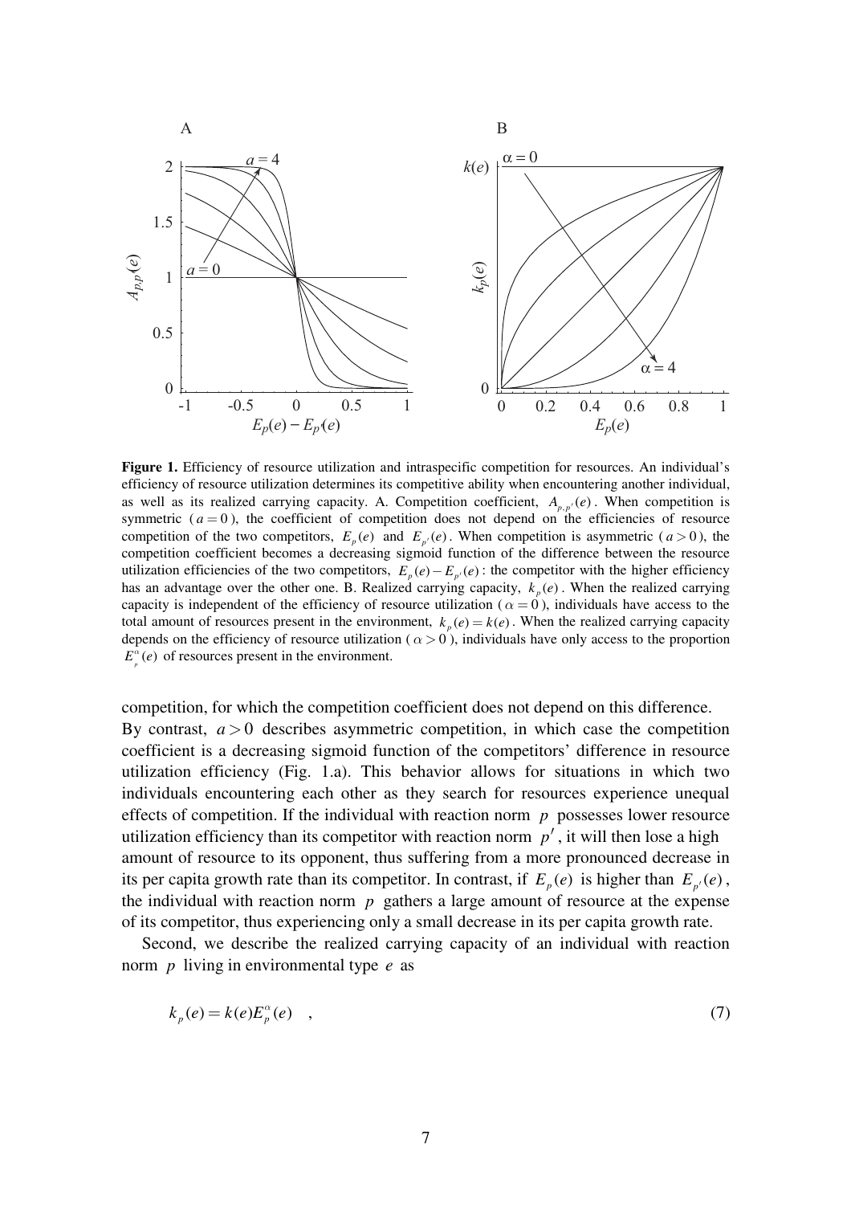**Figure 1.** Efficiency of resource utilization and intraspecific competition for resources. An individual's efficiency of resource utilization determines its competitive ability when encountering another individual, as well as its realized carrying capacity. A. Competition coefficient, $A_{p,p'}(e)$. When competition is symmetric ($a = 0$), the coefficient of competition does not depend on the efficiencies of resource competition of the two competitors, $E_p(e)$ and $E_{p'}(e)$. When competition is asymmetric ($a > 0$), the competition coefficient becomes a decreasing sigmoid function of the difference between the resource utilization efficiencies of the two competitors, $E_p(e) - E_{p'}(e)$: the competitor with the higher efficiency has an advantage over the other one. B. Realized carrying capacity, $k_p(e)$. When the realized carrying capacity is independent of the efficiency of resource utilization ($\alpha = 0$), individuals have access to the total amount of resources present in the environment, $k_p(e) = k(e)$. When the realized carrying capacity depends on the efficiency of resource utilization ($\alpha > 0$), individuals have only access to the proportion $E_p^{\alpha}(e)$ of resources present in the environment.

competition, for which the competition coefficient does not depend on this difference. By contrast, $a > 0$ describes asymmetric competition, in which case the competition coefficient is a decreasing sigmoid function of the competitors' difference in resource utilization efficiency (Fig. 1.a). This behavior allows for situations in which two individuals encountering each other as they search for resources experience unequal effects of competition. If the individual with reaction norm $p$ possesses lower resource utilization efficiency than its competitor with reaction norm $p'$, it will then lose a high amount of resource to its opponent, thus suffering from a more pronounced decrease in its per capita growth rate than its competitor. In contrast, if $E_p(e)$ is higher than $E_{p'}(e)$, the individual with reaction norm $p$ gathers a large amount of resource at the expense of its competitor, thus experiencing only a small decrease in its per capita growth rate.

Second, we describe the realized carrying capacity of an individual with reaction norm $p$ living in environmental type $e$ as

$$k_p(e) = k(e) E_p^{\alpha}(e) \quad , \tag{7}$$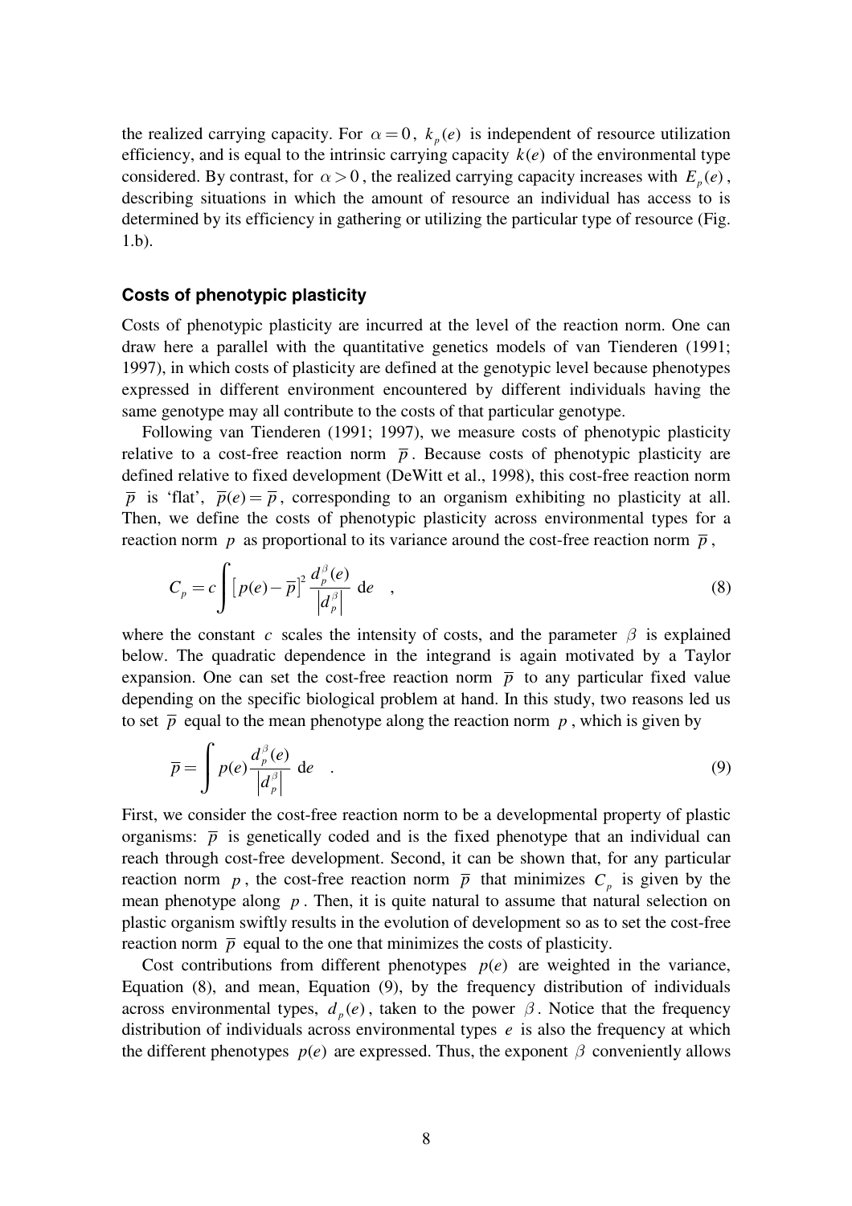the realized carrying capacity. For $\alpha = 0$, $k_p(e)$ is independent of resource utilization efficiency, and is equal to the intrinsic carrying capacity $k(e)$ of the environmental type considered. By contrast, for $\alpha > 0$, the realized carrying capacity increases with $E_p(e)$, describing situations in which the amount of resource an individual has access to is determined by its efficiency in gathering or utilizing the particular type of resource (Fig. 1.b).

### Costs of phenotypic plasticity

Costs of phenotypic plasticity are incurred at the level of the reaction norm. One can draw here a parallel with the quantitative genetics models of van Tienderen (1991; 1997), in which costs of plasticity are defined at the genotypic level because phenotypes expressed in different environment encountered by different individuals having the same genotype may all contribute to the costs of that particular genotype.

Following van Tienderen (1991; 1997), we measure costs of phenotypic plasticity relative to a cost-free reaction norm $\overline{p}$. Because costs of phenotypic plasticity are defined relative to fixed development (DeWitt et al., 1998), this cost-free reaction norm $\overline{p}$ is 'flat', $\overline{p}(e) = \overline{p}$, corresponding to an organism exhibiting no plasticity at all. Then, we define the costs of phenotypic plasticity across environmental types for a reaction norm $p$ as proportional to its variance around the cost-free reaction norm $\overline{p}$,

$$C_p = c \int \left[ p(e) - \overline{p} \right]^2 \frac{d_p^{\beta}(e)}{\left| d_p^{\beta} \right|} \, \mathrm{d}e \quad , \tag{8}$$

where the constant $c$ scales the intensity of costs, and the parameter $\beta$ is explained below. The quadratic dependence in the integrand is again motivated by a Taylor expansion. One can set the cost-free reaction norm $\overline{p}$ to any particular fixed value depending on the specific biological problem at hand. In this study, two reasons led us to set $\overline{p}$ equal to the mean phenotype along the reaction norm $p$, which is given by

$$\overline{p} = \int p(e) \frac{d_p^{\beta}(e)}{\left| d_p^{\beta} \right|} \, \mathrm{d}e \quad . \tag{9}$$

First, we consider the cost-free reaction norm to be a developmental property of plastic organisms: $\overline{p}$ is genetically coded and is the fixed phenotype that an individual can reach through cost-free development. Second, it can be shown that, for any particular reaction norm $p$, the cost-free reaction norm $\overline{p}$ that minimizes $C_p$ is given by the mean phenotype along $p$. Then, it is quite natural to assume that natural selection on plastic organism swiftly results in the evolution of development so as to set the cost-free reaction norm $\overline{p}$ equal to the one that minimizes the costs of plasticity.

Cost contributions from different phenotypes $p(e)$ are weighted in the variance, Equation (8), and mean, Equation (9), by the frequency distribution of individuals across environmental types, $d_p(e)$, taken to the power $\beta$. Notice that the frequency distribution of individuals across environmental types $e$ is also the frequency at which the different phenotypes $p(e)$ are expressed. Thus, the exponent $\beta$ conveniently allows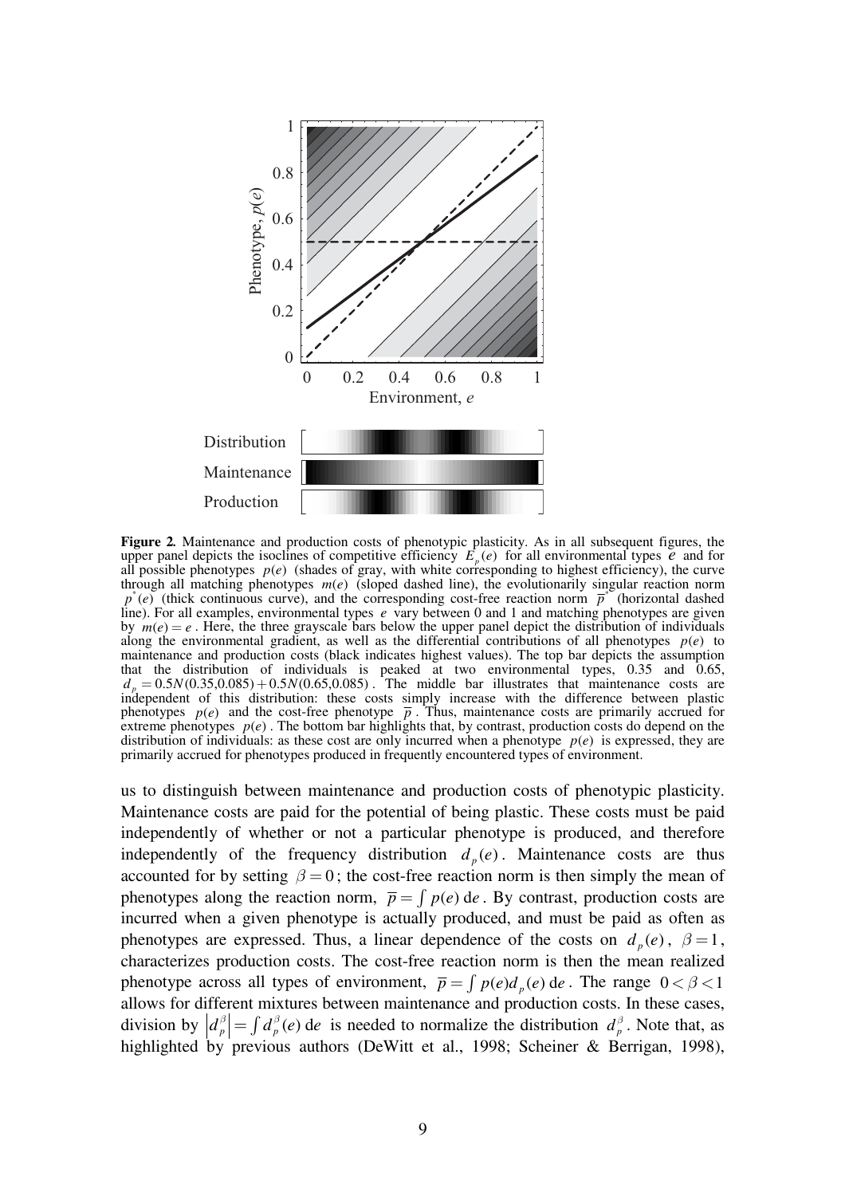**Figure 2.** Maintenance and production costs of phenotypic plasticity. As in all subsequent figures, the upper panel depicts the isoclines of competitive efficiency $E_p(e)$ for all environmental types $e$ and for all possible phenotypes $p(e)$ (shades of gray, with white corresponding to highest efficiency), the curve through all matching phenotypes $m(e)$ (sloped dashed line), the evolutionarily singular reaction norm $p^*(e)$ (thick continuous curve), and the corresponding cost-free reaction norm $\overline{p}^*$ (horizontal dashed line). For all examples, environmental types $e$ vary between 0 and 1 and matching phenotypes are given by $m(e) = e$. Here, the three grayscale bars below the upper panel depict the distribution of individuals along the environmental gradient, as well as the differential contributions of all phenotypes $p(e)$ to maintenance and production costs (black indicates highest values). The top bar depicts the assumption that the distribution of individuals is peaked at two environmental types, 0.35 and 0.65, $d_p = 0.5N(0.35, 0.085) + 0.5N(0.65, 0.085)$. The middle bar illustrates that maintenance costs are independent of this distribution: these costs simply increase with the difference between plastic phenotypes $p(e)$ and the cost-free phenotype $\overline{p}$. Thus, maintenance costs are primarily accrued for extreme phenotypes $p(e)$. The bottom bar highlights that, by contrast, production costs do depend on the distribution of individuals: as these cost are only incurred when a phenotype $p(e)$ is expressed, they are primarily accrued for phenotypes produced in frequently encountered types of environment.

us to distinguish between maintenance and production costs of phenotypic plasticity. Maintenance costs are paid for the potential of being plastic. These costs must be paid independently of whether or not a particular phenotype is produced, and therefore independently of the frequency distribution $d_p(e)$. Maintenance costs are thus accounted for by setting $\beta = 0$; the cost-free reaction norm is then simply the mean of phenotypes along the reaction norm, $\overline{p} = \int p(e)\,\mathrm{d}e$. By contrast, production costs are incurred when a given phenotype is actually produced, and must be paid as often as phenotypes are expressed. Thus, a linear dependence of the costs on $d_p(e)$, $\beta = 1$, characterizes production costs. The cost-free reaction norm is then the mean realized phenotype across all types of environment, $\overline{p} = \int p(e) d_p(e)\,\mathrm{d}e$. The range $0 < \beta < 1$ allows for different mixtures between maintenance and production costs. In these cases, division by $\left|d_p^\beta\right| = \int d_p^\beta(e)\,\mathrm{d}e$ is needed to normalize the distribution $d_p^\beta$. Note that, as highlighted by previous authors (DeWitt et al., 1998; Scheiner & Berrigan, 1998),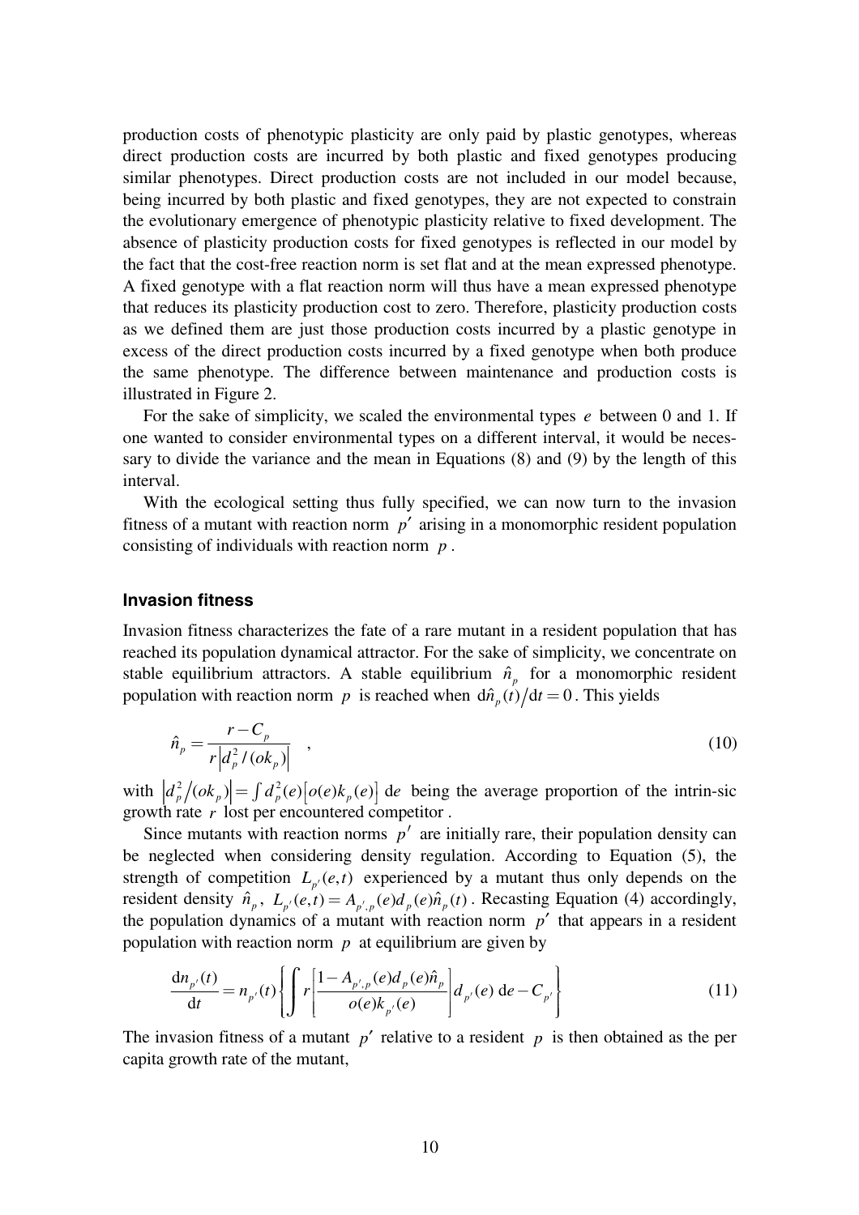production costs of phenotypic plasticity are only paid by plastic genotypes, whereas direct production costs are incurred by both plastic and fixed genotypes producing similar phenotypes. Direct production costs are not included in our model because, being incurred by both plastic and fixed genotypes, they are not expected to constrain the evolutionary emergence of phenotypic plasticity relative to fixed development. The absence of plasticity production costs for fixed genotypes is reflected in our model by the fact that the cost-free reaction norm is set flat and at the mean expressed phenotype. A fixed genotype with a flat reaction norm will thus have a mean expressed phenotype that reduces its plasticity production cost to zero. Therefore, plasticity production costs as we defined them are just those production costs incurred by a plastic genotype in excess of the direct production costs incurred by a fixed genotype when both produce the same phenotype. The difference between maintenance and production costs is illustrated in Figure 2.

For the sake of simplicity, we scaled the environmental types $e$ between 0 and 1. If one wanted to consider environmental types on a different interval, it would be necessary to divide the variance and the mean in Equations (8) and (9) by the length of this interval.

With the ecological setting thus fully specified, we can now turn to the invasion fitness of a mutant with reaction norm $p'$ arising in a monomorphic resident population consisting of individuals with reaction norm $p$.

### Invasion fitness

Invasion fitness characterizes the fate of a rare mutant in a resident population that has reached its population dynamical attractor. For the sake of simplicity, we concentrate on stable equilibrium attractors. A stable equilibrium $\hat{n}_p$ for a monomorphic resident population with reaction norm $p$ is reached when $\mathrm{d}\hat{n}_p(t)/\mathrm{d}t = 0$. This yields

$$\hat{n}_p = \frac{r - C_p}{r\left|d_p^2 / (ok_p)\right|} \quad , \tag{10}$$

with $\left|d_p^2/(ok_p)\right| = \int d_p^2(e)\left[o(e)k_p(e)\right]\,\mathrm{d}e$ being the average proportion of the intrin-sic growth rate $r$ lost per encountered competitor .

Since mutants with reaction norms $p'$ are initially rare, their population density can be neglected when considering density regulation. According to Equation (5), the strength of competition $L_{p'}(e,t)$ experienced by a mutant thus only depends on the resident density $\hat{n}_p$, $L_{p'}(e,t) = A_{p',p}(e)d_p(e)\hat{n}_p(t)$. Recasting Equation (4) accordingly, the population dynamics of a mutant with reaction norm $p'$ that appears in a resident population with reaction norm $p$ at equilibrium are given by

$$\frac{\mathrm{d}n_{p'}(t)}{\mathrm{d}t} = n_{p'}(t)\left\{\int r\left[\frac{1 - A_{p',p}(e)d_p(e)\hat{n}_p}{o(e)k_{p'}(e)}\right]d_{p'}(e)\,\mathrm{d}e - C_{p'}\right\} \tag{11}$$

The invasion fitness of a mutant $p'$ relative to a resident $p$ is then obtained as the per capita growth rate of the mutant,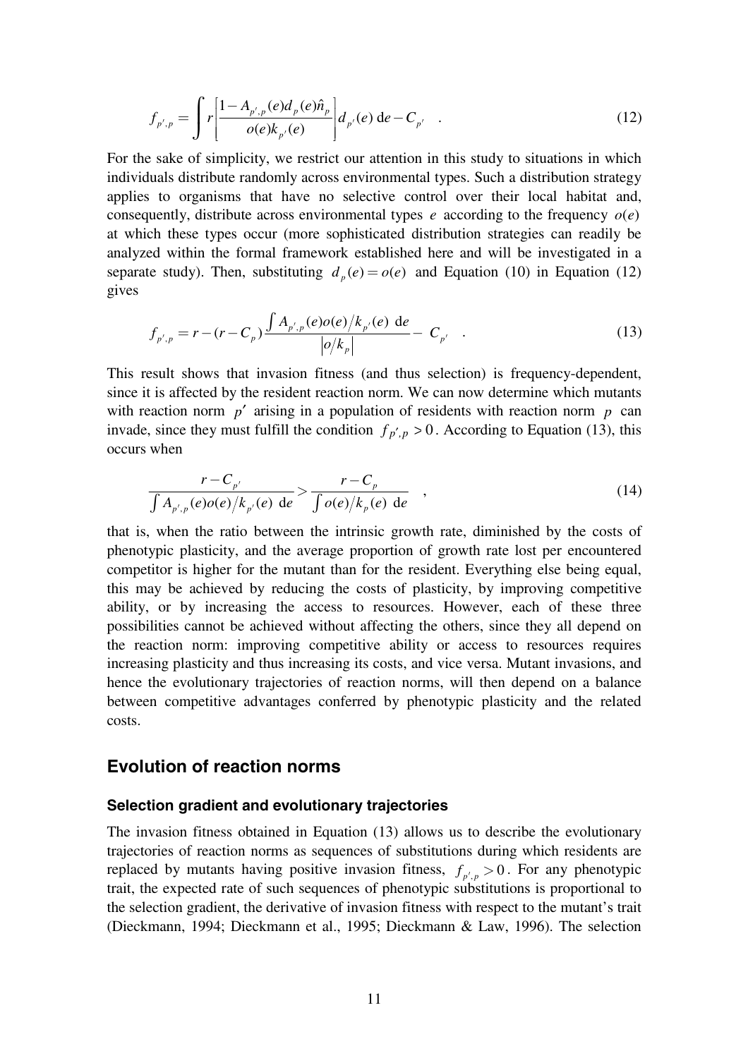$$f_{p',p} = \int r \left[ \frac{1 - A_{p',p}(e) d_p(e) \hat{n}_p}{o(e) k_{p'}(e)} \right] d_{p'}(e) \, \mathrm{d}e - C_{p'} \quad . \tag{12}$$

For the sake of simplicity, we restrict our attention in this study to situations in which individuals distribute randomly across environmental types. Such a distribution strategy applies to organisms that have no selective control over their local habitat and, consequently, distribute across environmental types $e$ according to the frequency $o(e)$ at which these types occur (more sophisticated distribution strategies can readily be analyzed within the formal framework established here and will be investigated in a separate study). Then, substituting $d_p(e) = o(e)$ and Equation (10) in Equation (12) gives

$$f_{p',p} = r - (r - C_p) \frac{\int A_{p',p}(e) o(e) / k_{p'}(e) \, \mathrm{d}e}{\left| o / k_p \right|} - C_{p'} \quad . \tag{13}$$

This result shows that invasion fitness (and thus selection) is frequency-dependent, since it is affected by the resident reaction norm. We can now determine which mutants with reaction norm $p'$ arising in a population of residents with reaction norm $p$ can invade, since they must fulfill the condition $f_{p',p} > 0$. According to Equation (13), this occurs when

$$\frac{r - C_{p'}}{\int A_{p',p}(e) o(e) / k_{p'}(e) \, \mathrm{d}e} > \frac{r - C_p}{\int o(e) / k_p(e) \, \mathrm{d}e} \quad , \tag{14}$$

that is, when the ratio between the intrinsic growth rate, diminished by the costs of phenotypic plasticity, and the average proportion of growth rate lost per encountered competitor is higher for the mutant than for the resident. Everything else being equal, this may be achieved by reducing the costs of plasticity, by improving competitive ability, or by increasing the access to resources. However, each of these three possibilities cannot be achieved without affecting the others, since they all depend on the reaction norm: improving competitive ability or access to resources requires increasing plasticity and thus increasing its costs, and vice versa. Mutant invasions, and hence the evolutionary trajectories of reaction norms, will then depend on a balance between competitive advantages conferred by phenotypic plasticity and the related costs.

## Evolution of reaction norms

### Selection gradient and evolutionary trajectories

The invasion fitness obtained in Equation (13) allows us to describe the evolutionary trajectories of reaction norms as sequences of substitutions during which residents are replaced by mutants having positive invasion fitness, $f_{p',p} > 0$. For any phenotypic trait, the expected rate of such sequences of phenotypic substitutions is proportional to the selection gradient, the derivative of invasion fitness with respect to the mutant's trait (Dieckmann, 1994; Dieckmann et al., 1995; Dieckmann & Law, 1996). The selection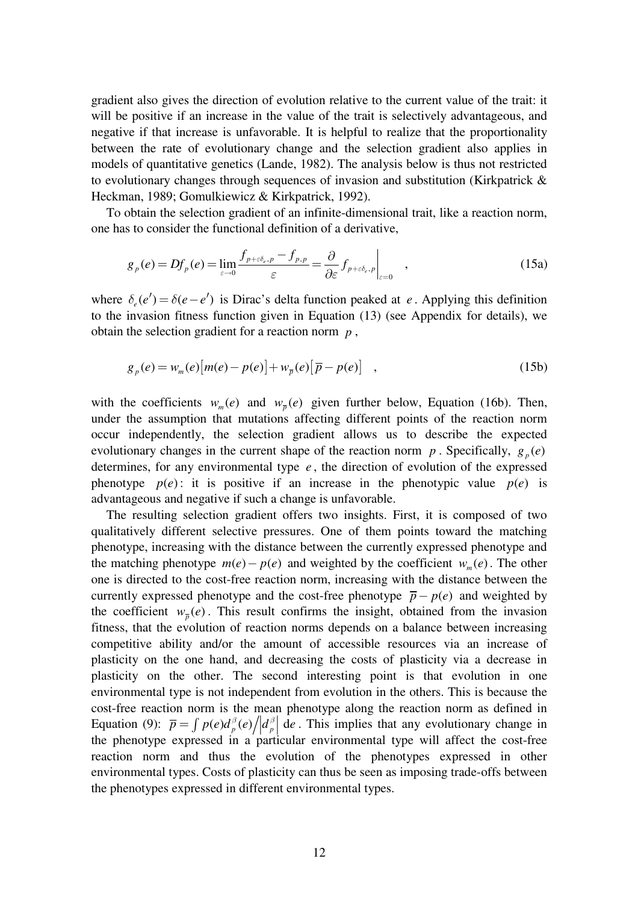gradient also gives the direction of evolution relative to the current value of the trait: it will be positive if an increase in the value of the trait is selectively advantageous, and negative if that increase is unfavorable. It is helpful to realize that the proportionality between the rate of evolutionary change and the selection gradient also applies in models of quantitative genetics (Lande, 1982). The analysis below is thus not restricted to evolutionary changes through sequences of invasion and substitution (Kirkpatrick & Heckman, 1989; Gomulkiewicz & Kirkpatrick, 1992).

To obtain the selection gradient of an infinite-dimensional trait, like a reaction norm, one has to consider the functional definition of a derivative,

$$g_p(e) = Df_p(e) = \lim_{\varepsilon \to 0} \frac{f_{p+\varepsilon\delta_e,p} - f_{p,p}}{\varepsilon} = \left.\frac{\partial}{\partial \varepsilon} f_{p+\varepsilon\delta_e,p}\right|_{\varepsilon=0} \quad , \tag{15a}$$

where $\delta_e(e') = \delta(e-e')$ is Dirac's delta function peaked at $e$. Applying this definition to the invasion fitness function given in Equation (13) (see Appendix for details), we obtain the selection gradient for a reaction norm $p$,

$$g_p(e) = w_m(e)\big[m(e) - p(e)\big] + w_{\overline{p}}(e)\big[\overline{p} - p(e)\big] \quad , \tag{15b}$$

with the coefficients $w_m(e)$ and $w_{\overline{p}}(e)$ given further below, Equation (16b). Then, under the assumption that mutations affecting different points of the reaction norm occur independently, the selection gradient allows us to describe the expected evolutionary changes in the current shape of the reaction norm $p$. Specifically, $g_p(e)$ determines, for any environmental type $e$, the direction of evolution of the expressed phenotype $p(e)$: it is positive if an increase in the phenotypic value $p(e)$ is advantageous and negative if such a change is unfavorable.

The resulting selection gradient offers two insights. First, it is composed of two qualitatively different selective pressures. One of them points toward the matching phenotype, increasing with the distance between the currently expressed phenotype and the matching phenotype $m(e) - p(e)$ and weighted by the coefficient $w_m(e)$. The other one is directed to the cost-free reaction norm, increasing with the distance between the currently expressed phenotype and the cost-free phenotype $\overline{p} - p(e)$ and weighted by the coefficient $w_{\overline{p}}(e)$. This result confirms the insight, obtained from the invasion fitness, that the evolution of reaction norms depends on a balance between increasing competitive ability and/or the amount of accessible resources via an increase of plasticity on the one hand, and decreasing the costs of plasticity via a decrease in plasticity on the other. The second interesting point is that evolution in one environmental type is not independent from evolution in the others. This is because the cost-free reaction norm is the mean phenotype along the reaction norm as defined in Equation (9): $\overline{p} = \int p(e) d_p^\beta(e) \big/ \left| d_p^\beta \right| \, \mathrm{d}e$. This implies that any evolutionary change in the phenotype expressed in a particular environmental type will affect the cost-free reaction norm and thus the evolution of the phenotypes expressed in other environmental types. Costs of plasticity can thus be seen as imposing trade-offs between the phenotypes expressed in different environmental types.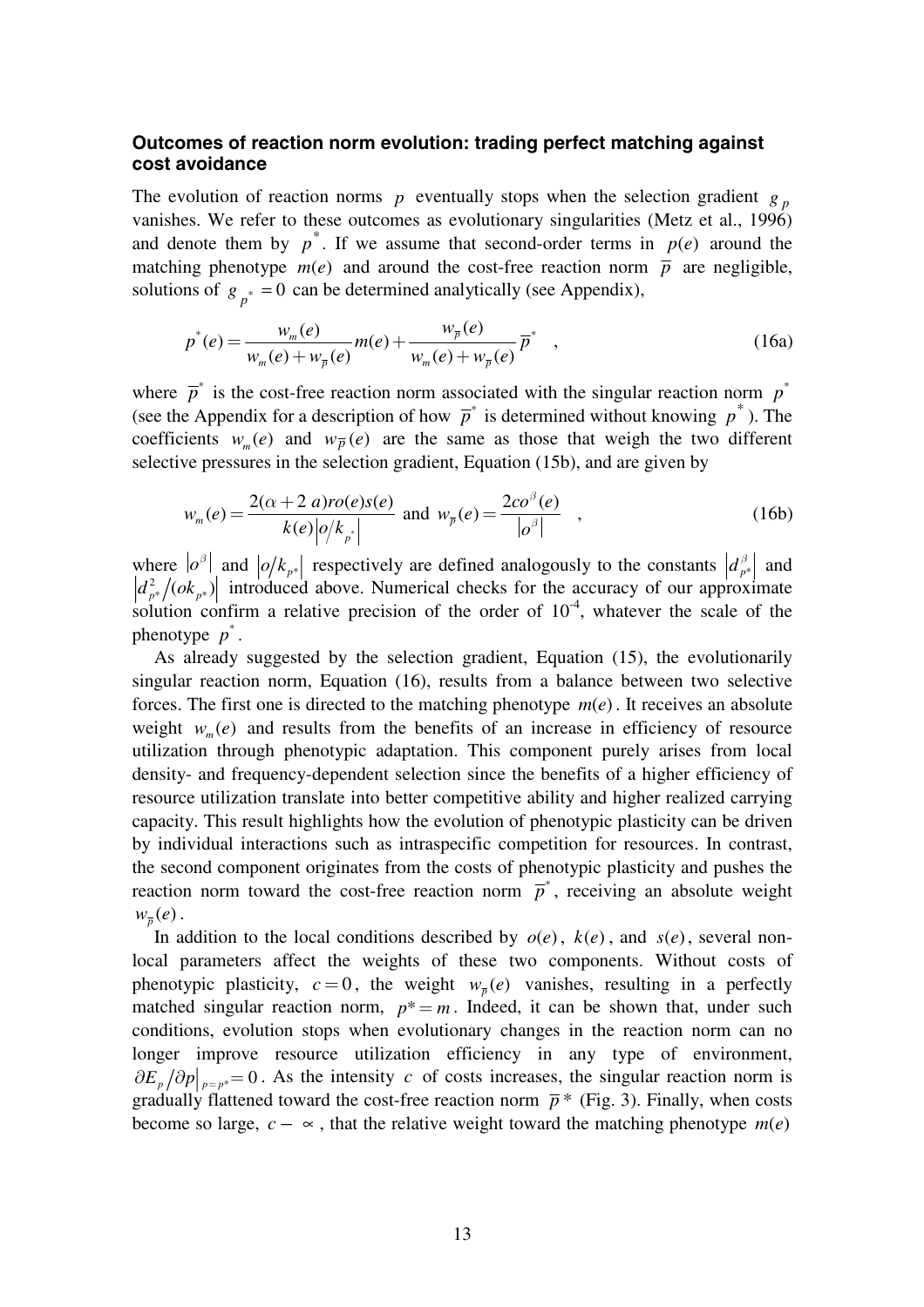### Outcomes of reaction norm evolution: trading perfect matching against cost avoidance

The evolution of reaction norms $p$ eventually stops when the selection gradient $g_p$ vanishes. We refer to these outcomes as evolutionary singularities (Metz et al., 1996) and denote them by $p^*$. If we assume that second-order terms in $p(e)$ around the matching phenotype $m(e)$ and around the cost-free reaction norm $\overline{p}$ are negligible, solutions of $g_{p^*} = 0$ can be determined analytically (see Appendix),

$$p^*(e) = \frac{w_m(e)}{w_m(e) + w_{\overline{p}}(e)} m(e) + \frac{w_{\overline{p}}(e)}{w_m(e) + w_{\overline{p}}(e)} \overline{p}^* \quad , \tag{16a}$$

where $\overline{p}^*$ is the cost-free reaction norm associated with the singular reaction norm $p^*$ (see the Appendix for a description of how $\overline{p}^*$ is determined without knowing $p^*$). The coefficients $w_m(e)$ and $w_{\overline{p}}(e)$ are the same as those that weigh the two different selective pressures in the selection gradient, Equation (15b), and are given by

$$w_m(e) = \frac{2(\alpha + 2\, a) r o(e) s(e)}{k(e) \left| o/k_{p^*} \right|} \text{ and } w_{\overline{p}}(e) = \frac{2 c o^{\beta}(e)}{\left| o^{\beta} \right|} \quad , \tag{16b}$$

where $\left| o^{\beta} \right|$ and $\left| o/k_{p^*} \right|$ respectively are defined analogously to the constants $\left| d_{p^*}^{\beta} \right|$ and $\left| d_{p^*}^{2} / (o k_{p^*}) \right|$ introduced above. Numerical checks for the accuracy of our approximate solution confirm a relative precision of the order of $10^{-4}$, whatever the scale of the phenotype $p^*$.

As already suggested by the selection gradient, Equation (15), the evolutionarily singular reaction norm, Equation (16), results from a balance between two selective forces. The first one is directed to the matching phenotype $m(e)$. It receives an absolute weight $w_m(e)$ and results from the benefits of an increase in efficiency of resource utilization through phenotypic adaptation. This component purely arises from local density- and frequency-dependent selection since the benefits of a higher efficiency of resource utilization translate into better competitive ability and higher realized carrying capacity. This result highlights how the evolution of phenotypic plasticity can be driven by individual interactions such as intraspecific competition for resources. In contrast, the second component originates from the costs of phenotypic plasticity and pushes the reaction norm toward the cost-free reaction norm $\overline{p}^*$, receiving an absolute weight $w_{\overline{p}}(e)$.

In addition to the local conditions described by $o(e)$, $k(e)$, and $s(e)$, several non-local parameters affect the weights of these two components. Without costs of phenotypic plasticity, $c = 0$, the weight $w_{\overline{p}}(e)$ vanishes, resulting in a perfectly matched singular reaction norm, $p^* = m$. Indeed, it can be shown that, under such conditions, evolution stops when evolutionary changes in the reaction norm can no longer improve resource utilization efficiency in any type of environment, $\partial E_p / \partial p \big|_{p=p^*} = 0$. As the intensity $c$ of costs increases, the singular reaction norm is gradually flattened toward the cost-free reaction norm $\overline{p}^*$ (Fig. 3). Finally, when costs become so large, $c - \infty$, that the relative weight toward the matching phenotype $m(e)$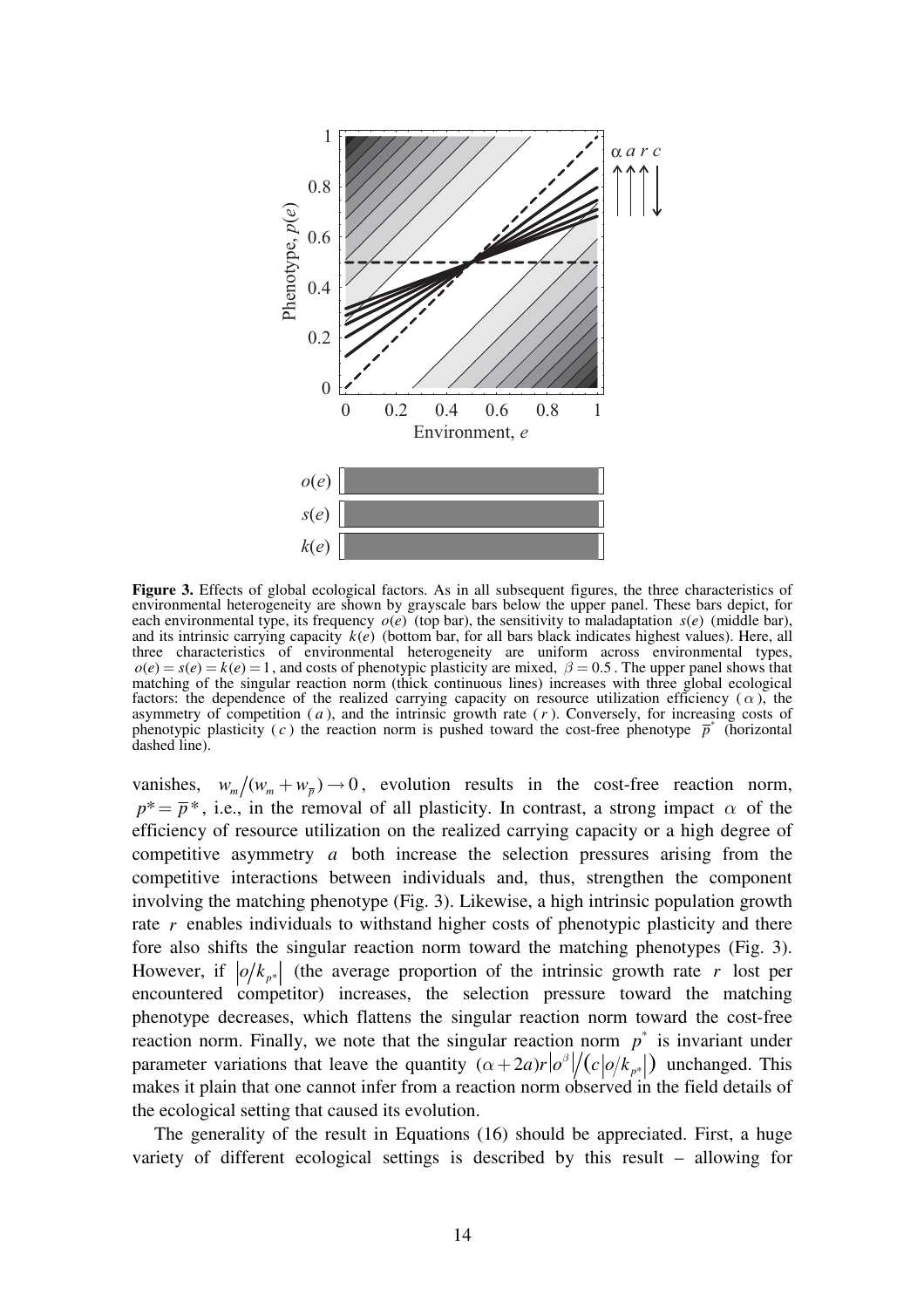**Figure 3.** Effects of global ecological factors. As in all subsequent figures, the three characteristics of environmental heterogeneity are shown by grayscale bars below the upper panel. These bars depict, for each environmental type, its frequency $o(e)$ (top bar), the sensitivity to maladaptation $s(e)$ (middle bar), and its intrinsic carrying capacity $k(e)$ (bottom bar, for all bars black indicates highest values). Here, all three characteristics of environmental heterogeneity are uniform across environmental types, $o(e) = s(e) = k(e) = 1$, and costs of phenotypic plasticity are mixed, $\beta = 0.5$. The upper panel shows that matching of the singular reaction norm (thick continuous lines) increases with three global ecological factors: the dependence of the realized carrying capacity on resource utilization efficiency ($\alpha$), the asymmetry of competition ($a$), and the intrinsic growth rate ($r$). Conversely, for increasing costs of phenotypic plasticity ($c$) the reaction norm is pushed toward the cost-free phenotype $\overline{p}^*$ (horizontal dashed line).

vanishes, $w_m/(w_m + w_{\overline{p}}) \to 0$, evolution results in the cost-free reaction norm, $p^* = \overline{p}^*$, i.e., in the removal of all plasticity. In contrast, a strong impact $\alpha$ of the efficiency of resource utilization on the realized carrying capacity or a high degree of competitive asymmetry $a$ both increase the selection pressures arising from the competitive interactions between individuals and, thus, strengthen the component involving the matching phenotype (Fig. 3). Likewise, a high intrinsic population growth rate $r$ enables individuals to withstand higher costs of phenotypic plasticity and there fore also shifts the singular reaction norm toward the matching phenotypes (Fig. 3). However, if $|o/k_{p^*}|$ (the average proportion of the intrinsic growth rate $r$ lost per encountered competitor) increases, the selection pressure toward the matching phenotype decreases, which flattens the singular reaction norm toward the cost-free reaction norm. Finally, we note that the singular reaction norm $p^*$ is invariant under parameter variations that leave the quantity $(\alpha + 2a)r|o^\beta|/(c|o/k_{p^*}|)$ unchanged. This makes it plain that one cannot infer from a reaction norm observed in the field details of the ecological setting that caused its evolution.

The generality of the result in Equations (16) should be appreciated. First, a huge variety of different ecological settings is described by this result – allowing for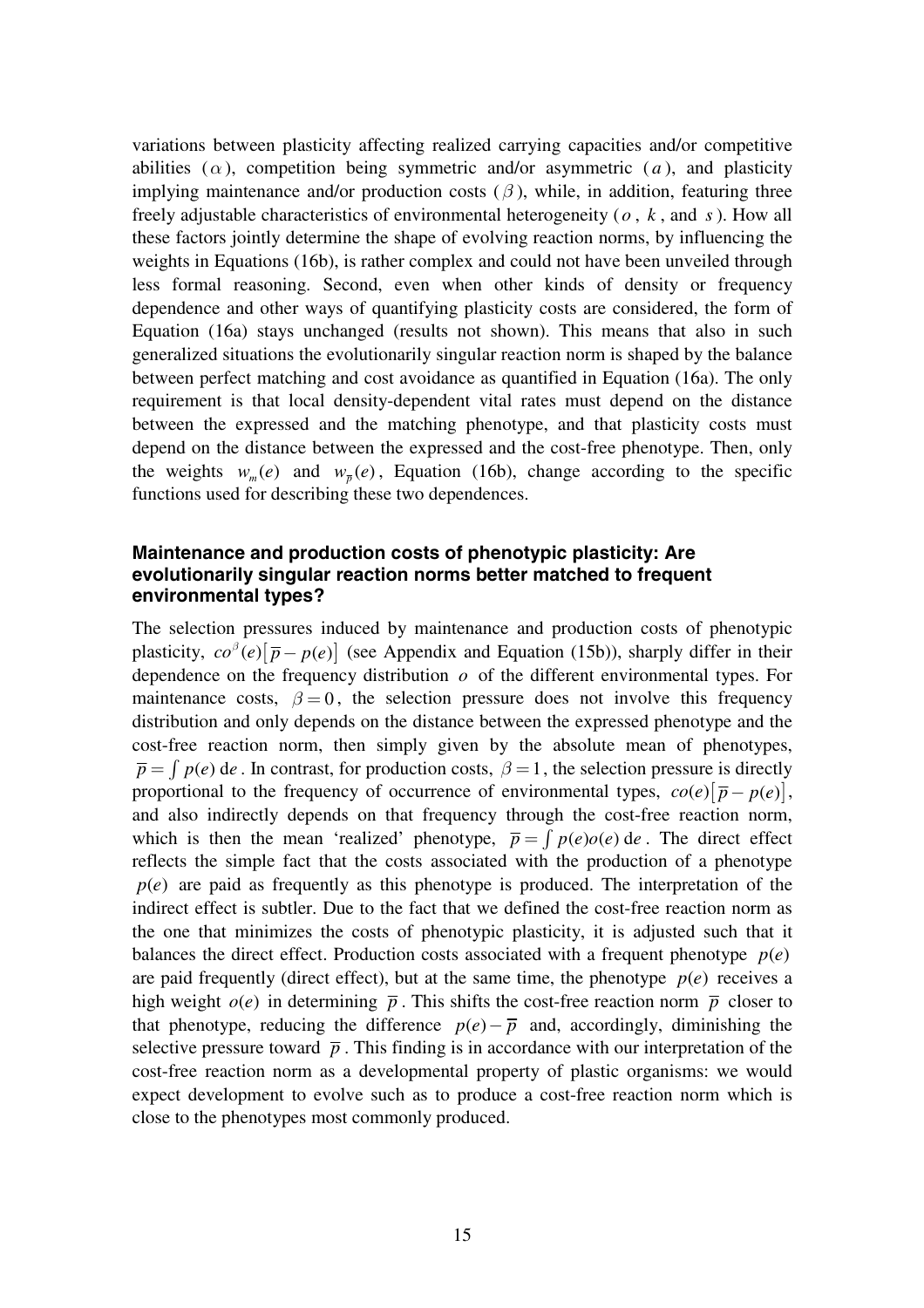variations between plasticity affecting realized carrying capacities and/or competitive abilities ($\alpha$), competition being symmetric and/or asymmetric ($a$), and plasticity implying maintenance and/or production costs ($\beta$), while, in addition, featuring three freely adjustable characteristics of environmental heterogeneity ($o$, $k$, and $s$). How all these factors jointly determine the shape of evolving reaction norms, by influencing the weights in Equations (16b), is rather complex and could not have been unveiled through less formal reasoning. Second, even when other kinds of density or frequency dependence and other ways of quantifying plasticity costs are considered, the form of Equation (16a) stays unchanged (results not shown). This means that also in such generalized situations the evolutionarily singular reaction norm is shaped by the balance between perfect matching and cost avoidance as quantified in Equation (16a). The only requirement is that local density-dependent vital rates must depend on the distance between the expressed and the matching phenotype, and that plasticity costs must depend on the distance between the expressed and the cost-free phenotype. Then, only the weights $w_m(e)$ and $w_{\overline{p}}(e)$, Equation (16b), change according to the specific functions used for describing these two dependences.

### Maintenance and production costs of phenotypic plasticity: Are evolutionarily singular reaction norms better matched to frequent environmental types?

The selection pressures induced by maintenance and production costs of phenotypic plasticity, $co^{\beta}(e)[\overline{p} - p(e)]$ (see Appendix and Equation (15b)), sharply differ in their dependence on the frequency distribution $o$ of the different environmental types. For maintenance costs, $\beta = 0$, the selection pressure does not involve this frequency distribution and only depends on the distance between the expressed phenotype and the cost-free reaction norm, then simply given by the absolute mean of phenotypes, $\overline{p} = \int p(e)\,\mathrm{d}e$. In contrast, for production costs, $\beta = 1$, the selection pressure is directly proportional to the frequency of occurrence of environmental types, $co(e)[\overline{p} - p(e)]$, and also indirectly depends on that frequency through the cost-free reaction norm, which is then the mean 'realized' phenotype, $\overline{p} = \int p(e)o(e)\,\mathrm{d}e$. The direct effect reflects the simple fact that the costs associated with the production of a phenotype $p(e)$ are paid as frequently as this phenotype is produced. The interpretation of the indirect effect is subtler. Due to the fact that we defined the cost-free reaction norm as the one that minimizes the costs of phenotypic plasticity, it is adjusted such that it balances the direct effect. Production costs associated with a frequent phenotype $p(e)$ are paid frequently (direct effect), but at the same time, the phenotype $p(e)$ receives a high weight $o(e)$ in determining $\overline{p}$. This shifts the cost-free reaction norm $\overline{p}$ closer to that phenotype, reducing the difference $p(e) - \overline{p}$ and, accordingly, diminishing the selective pressure toward $\overline{p}$. This finding is in accordance with our interpretation of the cost-free reaction norm as a developmental property of plastic organisms: we would expect development to evolve such as to produce a cost-free reaction norm which is close to the phenotypes most commonly produced.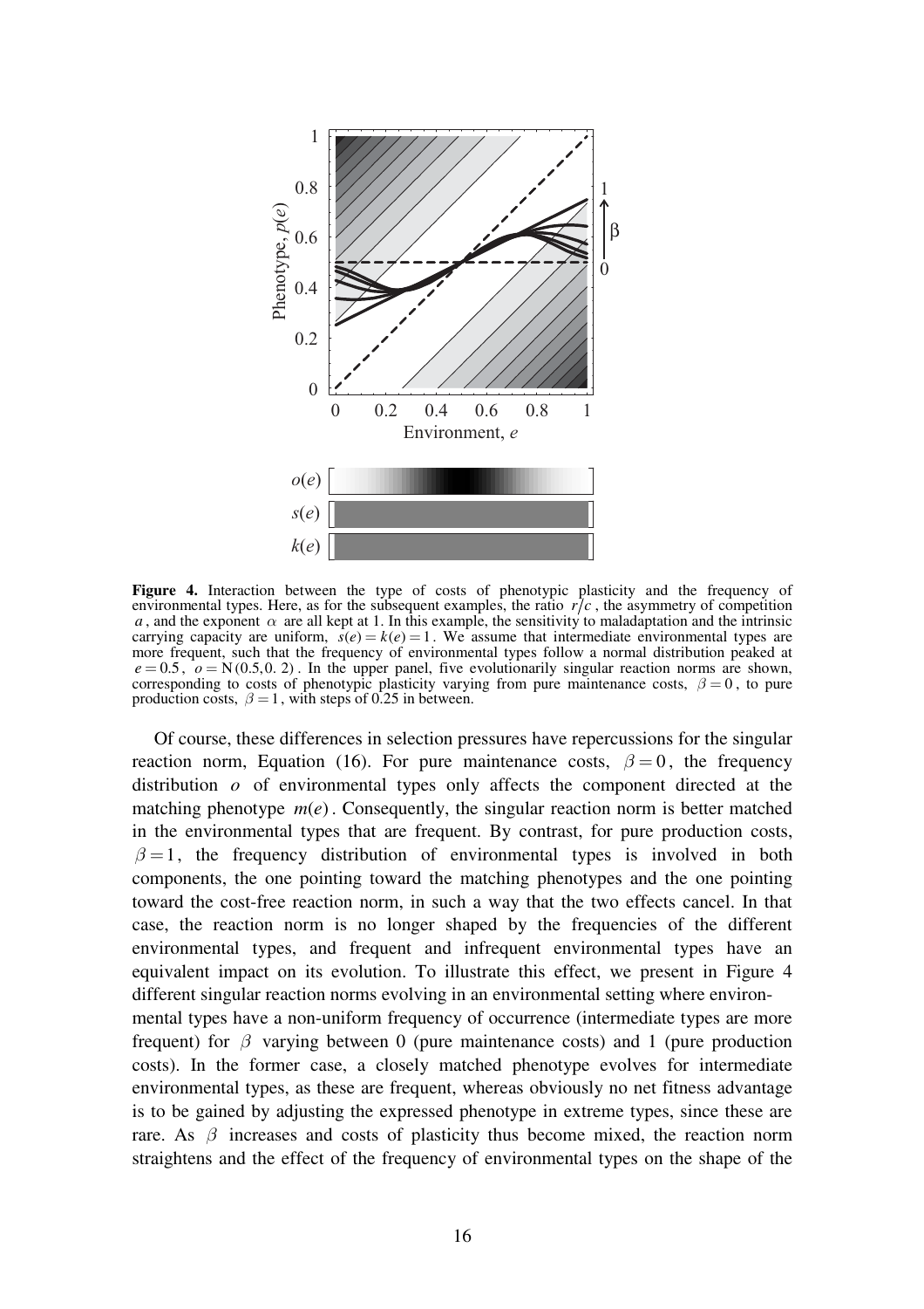**Figure 4.** Interaction between the type of costs of phenotypic plasticity and the frequency of environmental types. Here, as for the subsequent examples, the ratio $r/c$, the asymmetry of competition $a$, and the exponent $\alpha$ are all kept at 1. In this example, the sensitivity to maladaptation and the intrinsic carrying capacity are uniform, $s(e) = k(e) = 1$. We assume that intermediate environmental types are more frequent, such that the frequency of environmental types follow a normal distribution peaked at $e = 0.5$, $o = \mathrm{N}(0.5, 0.2)$. In the upper panel, five evolutionarily singular reaction norms are shown, corresponding to costs of phenotypic plasticity varying from pure maintenance costs, $\beta = 0$, to pure production costs, $\beta = 1$, with steps of 0.25 in between.

Of course, these differences in selection pressures have repercussions for the singular reaction norm, Equation (16). For pure maintenance costs, $\beta = 0$, the frequency distribution $o$ of environmental types only affects the component directed at the matching phenotype $m(e)$. Consequently, the singular reaction norm is better matched in the environmental types that are frequent. By contrast, for pure production costs, $\beta = 1$, the frequency distribution of environmental types is involved in both components, the one pointing toward the matching phenotypes and the one pointing toward the cost-free reaction norm, in such a way that the two effects cancel. In that case, the reaction norm is no longer shaped by the frequencies of the different environmental types, and frequent and infrequent environmental types have an equivalent impact on its evolution. To illustrate this effect, we present in Figure 4 different singular reaction norms evolving in an environmental setting where environmental types have a non-uniform frequency of occurrence (intermediate types are more frequent) for $\beta$ varying between 0 (pure maintenance costs) and 1 (pure production costs). In the former case, a closely matched phenotype evolves for intermediate environmental types, as these are frequent, whereas obviously no net fitness advantage is to be gained by adjusting the expressed phenotype in extreme types, since these are rare. As $\beta$ increases and costs of plasticity thus become mixed, the reaction norm straightens and the effect of the frequency of environmental types on the shape of the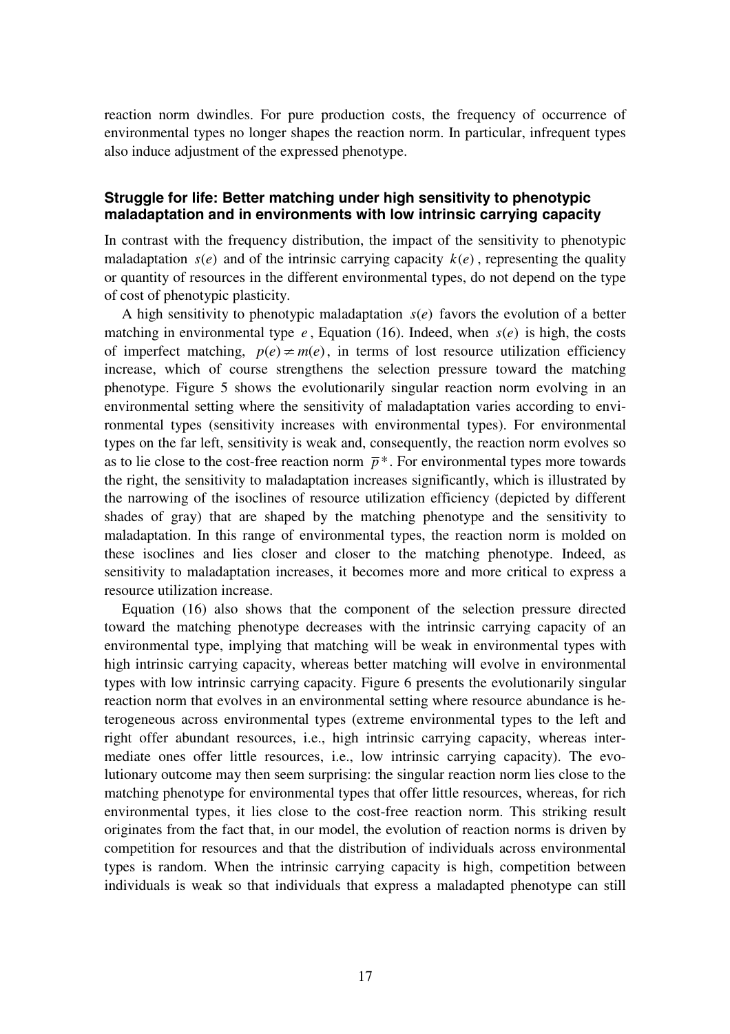reaction norm dwindles. For pure production costs, the frequency of occurrence of environmental types no longer shapes the reaction norm. In particular, infrequent types also induce adjustment of the expressed phenotype.

### Struggle for life: Better matching under high sensitivity to phenotypic maladaptation and in environments with low intrinsic carrying capacity

In contrast with the frequency distribution, the impact of the sensitivity to phenotypic maladaptation $s(e)$ and of the intrinsic carrying capacity $k(e)$, representing the quality or quantity of resources in the different environmental types, do not depend on the type of cost of phenotypic plasticity.

A high sensitivity to phenotypic maladaptation $s(e)$ favors the evolution of a better matching in environmental type $e$, Equation (16). Indeed, when $s(e)$ is high, the costs of imperfect matching, $p(e) \neq m(e)$, in terms of lost resource utilization efficiency increase, which of course strengthens the selection pressure toward the matching phenotype. Figure 5 shows the evolutionarily singular reaction norm evolving in an environmental setting where the sensitivity of maladaptation varies according to environmental types (sensitivity increases with environmental types). For environmental types on the far left, sensitivity is weak and, consequently, the reaction norm evolves so as to lie close to the cost-free reaction norm $\bar{p}^*$. For environmental types more towards the right, the sensitivity to maladaptation increases significantly, which is illustrated by the narrowing of the isoclines of resource utilization efficiency (depicted by different shades of gray) that are shaped by the matching phenotype and the sensitivity to maladaptation. In this range of environmental types, the reaction norm is molded on these isoclines and lies closer and closer to the matching phenotype. Indeed, as sensitivity to maladaptation increases, it becomes more and more critical to express a resource utilization increase.

Equation (16) also shows that the component of the selection pressure directed toward the matching phenotype decreases with the intrinsic carrying capacity of an environmental type, implying that matching will be weak in environmental types with high intrinsic carrying capacity, whereas better matching will evolve in environmental types with low intrinsic carrying capacity. Figure 6 presents the evolutionarily singular reaction norm that evolves in an environmental setting where resource abundance is heterogeneous across environmental types (extreme environmental types to the left and right offer abundant resources, i.e., high intrinsic carrying capacity, whereas intermediate ones offer little resources, i.e., low intrinsic carrying capacity). The evolutionary outcome may then seem surprising: the singular reaction norm lies close to the matching phenotype for environmental types that offer little resources, whereas, for rich environmental types, it lies close to the cost-free reaction norm. This striking result originates from the fact that, in our model, the evolution of reaction norms is driven by competition for resources and that the distribution of individuals across environmental types is random. When the intrinsic carrying capacity is high, competition between individuals is weak so that individuals that express a maladapted phenotype can still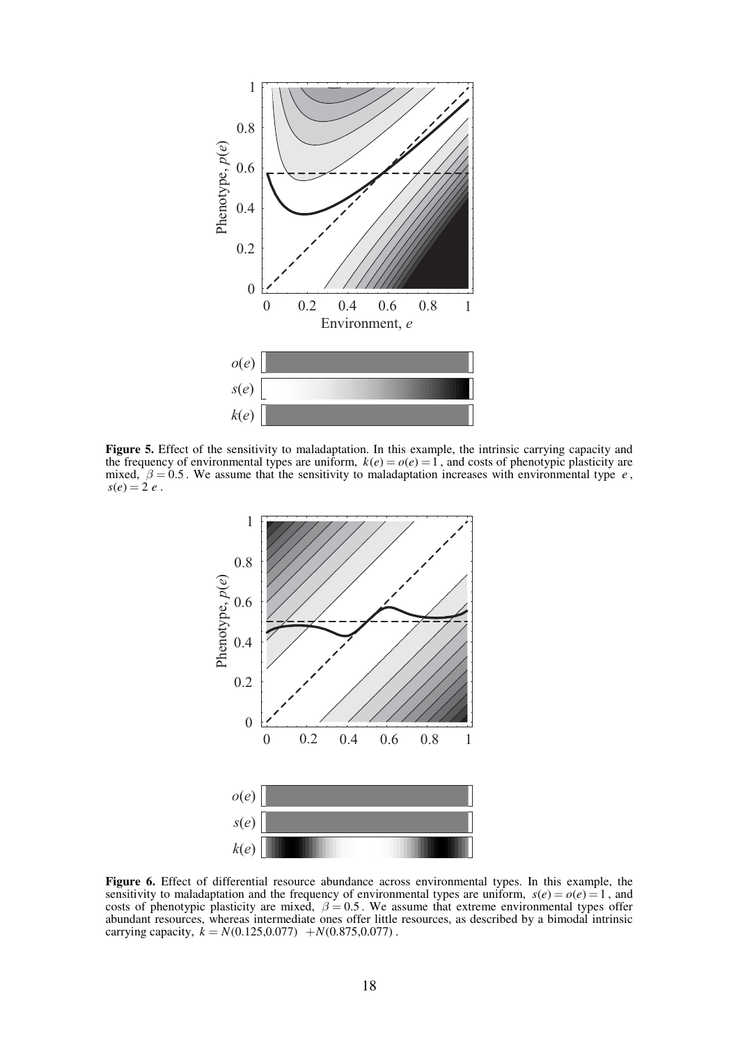**Figure 5.** Effect of the sensitivity to maladaptation. In this example, the intrinsic carrying capacity and the frequency of environmental types are uniform, $k(e) = o(e) = 1$, and costs of phenotypic plasticity are mixed, $\beta = 0.5$. We assume that the sensitivity to maladaptation increases with environmental type $e$, $s(e) = 2\,e$.

**Figure 6.** Effect of differential resource abundance across environmental types. In this example, the sensitivity to maladaptation and the frequency of environmental types are uniform, $s(e) = o(e) = 1$, and costs of phenotypic plasticity are mixed, $\beta = 0.5$. We assume that extreme environmental types offer abundant resources, whereas intermediate ones offer little resources, as described by a bimodal intrinsic carrying capacity, $k = N(0.125, 0.077) + N(0.875, 0.077)$.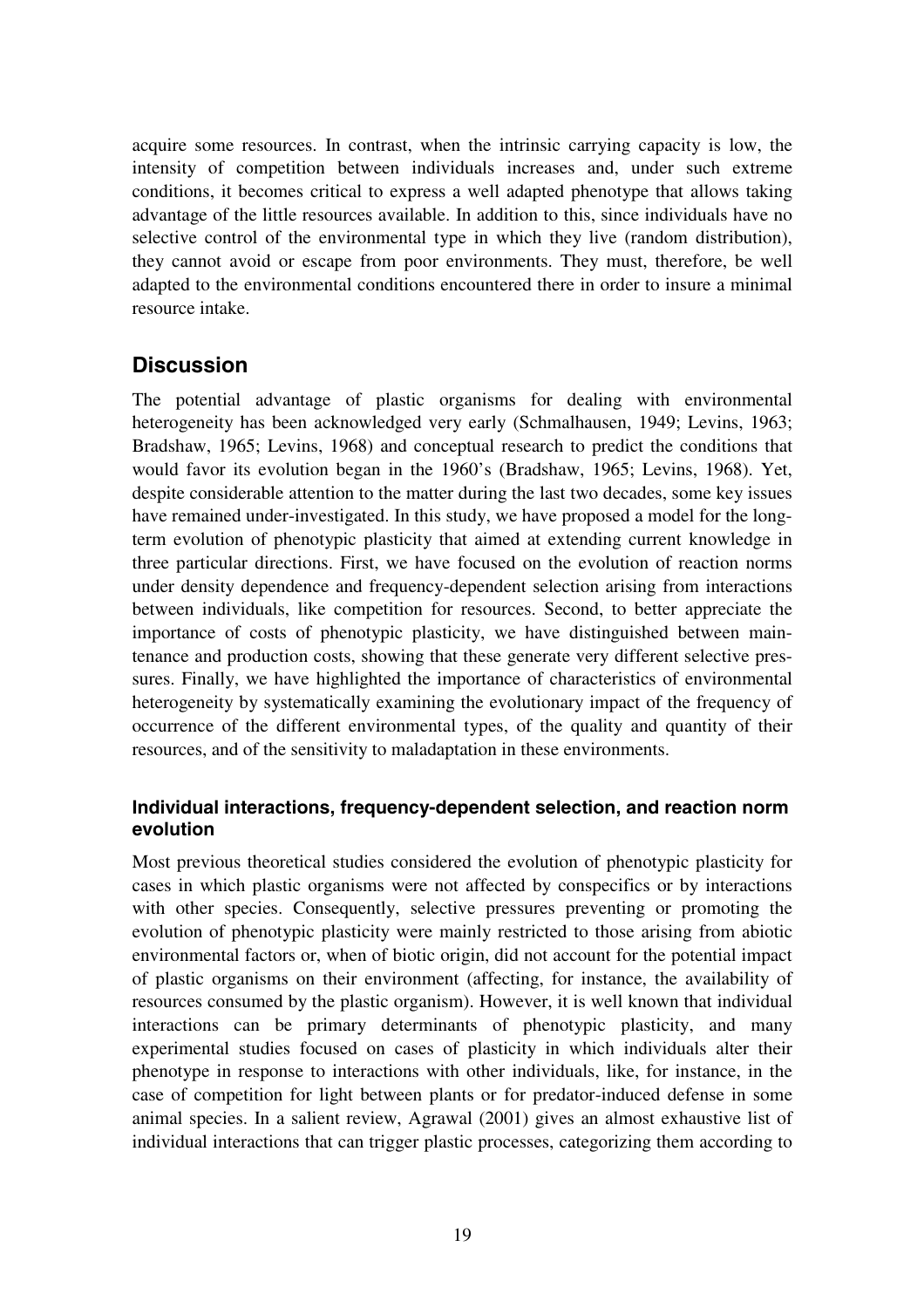acquire some resources. In contrast, when the intrinsic carrying capacity is low, the intensity of competition between individuals increases and, under such extreme conditions, it becomes critical to express a well adapted phenotype that allows taking advantage of the little resources available. In addition to this, since individuals have no selective control of the environmental type in which they live (random distribution), they cannot avoid or escape from poor environments. They must, therefore, be well adapted to the environmental conditions encountered there in order to insure a minimal resource intake.

## Discussion

The potential advantage of plastic organisms for dealing with environmental heterogeneity has been acknowledged very early (Schmalhausen, 1949; Levins, 1963; Bradshaw, 1965; Levins, 1968) and conceptual research to predict the conditions that would favor its evolution began in the 1960's (Bradshaw, 1965; Levins, 1968). Yet, despite considerable attention to the matter during the last two decades, some key issues have remained under-investigated. In this study, we have proposed a model for the long-term evolution of phenotypic plasticity that aimed at extending current knowledge in three particular directions. First, we have focused on the evolution of reaction norms under density dependence and frequency-dependent selection arising from interactions between individuals, like competition for resources. Second, to better appreciate the importance of costs of phenotypic plasticity, we have distinguished between maintenance and production costs, showing that these generate very different selective pressures. Finally, we have highlighted the importance of characteristics of environmental heterogeneity by systematically examining the evolutionary impact of the frequency of occurrence of the different environmental types, of the quality and quantity of their resources, and of the sensitivity to maladaptation in these environments.

### Individual interactions, frequency-dependent selection, and reaction norm evolution

Most previous theoretical studies considered the evolution of phenotypic plasticity for cases in which plastic organisms were not affected by conspecifics or by interactions with other species. Consequently, selective pressures preventing or promoting the evolution of phenotypic plasticity were mainly restricted to those arising from abiotic environmental factors or, when of biotic origin, did not account for the potential impact of plastic organisms on their environment (affecting, for instance, the availability of resources consumed by the plastic organism). However, it is well known that individual interactions can be primary determinants of phenotypic plasticity, and many experimental studies focused on cases of plasticity in which individuals alter their phenotype in response to interactions with other individuals, like, for instance, in the case of competition for light between plants or for predator-induced defense in some animal species. In a salient review, Agrawal (2001) gives an almost exhaustive list of individual interactions that can trigger plastic processes, categorizing them according to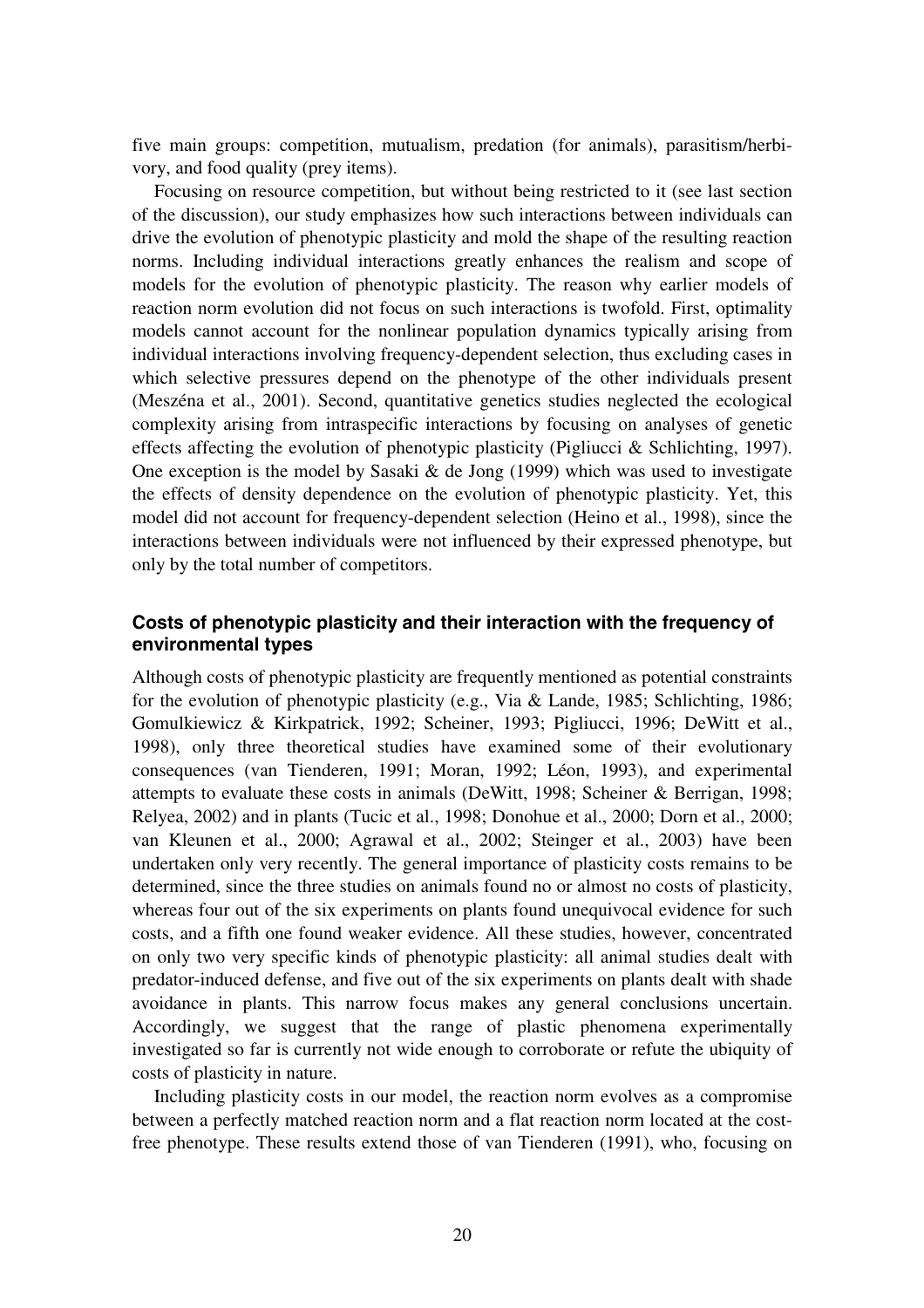five main groups: competition, mutualism, predation (for animals), parasitism/herbivory, and food quality (prey items).

Focusing on resource competition, but without being restricted to it (see last section of the discussion), our study emphasizes how such interactions between individuals can drive the evolution of phenotypic plasticity and mold the shape of the resulting reaction norms. Including individual interactions greatly enhances the realism and scope of models for the evolution of phenotypic plasticity. The reason why earlier models of reaction norm evolution did not focus on such interactions is twofold. First, optimality models cannot account for the nonlinear population dynamics typically arising from individual interactions involving frequency-dependent selection, thus excluding cases in which selective pressures depend on the phenotype of the other individuals present (Meszéna et al., 2001). Second, quantitative genetics studies neglected the ecological complexity arising from intraspecific interactions by focusing on analyses of genetic effects affecting the evolution of phenotypic plasticity (Pigliucci & Schlichting, 1997). One exception is the model by Sasaki & de Jong (1999) which was used to investigate the effects of density dependence on the evolution of phenotypic plasticity. Yet, this model did not account for frequency-dependent selection (Heino et al., 1998), since the interactions between individuals were not influenced by their expressed phenotype, but only by the total number of competitors.

### Costs of phenotypic plasticity and their interaction with the frequency of environmental types

Although costs of phenotypic plasticity are frequently mentioned as potential constraints for the evolution of phenotypic plasticity (e.g., Via & Lande, 1985; Schlichting, 1986; Gomulkiewicz & Kirkpatrick, 1992; Scheiner, 1993; Pigliucci, 1996; DeWitt et al., 1998), only three theoretical studies have examined some of their evolutionary consequences (van Tienderen, 1991; Moran, 1992; Léon, 1993), and experimental attempts to evaluate these costs in animals (DeWitt, 1998; Scheiner & Berrigan, 1998; Relyea, 2002) and in plants (Tucic et al., 1998; Donohue et al., 2000; Dorn et al., 2000; van Kleunen et al., 2000; Agrawal et al., 2002; Steinger et al., 2003) have been undertaken only very recently. The general importance of plasticity costs remains to be determined, since the three studies on animals found no or almost no costs of plasticity, whereas four out of the six experiments on plants found unequivocal evidence for such costs, and a fifth one found weaker evidence. All these studies, however, concentrated on only two very specific kinds of phenotypic plasticity: all animal studies dealt with predator-induced defense, and five out of the six experiments on plants dealt with shade avoidance in plants. This narrow focus makes any general conclusions uncertain. Accordingly, we suggest that the range of plastic phenomena experimentally investigated so far is currently not wide enough to corroborate or refute the ubiquity of costs of plasticity in nature.

Including plasticity costs in our model, the reaction norm evolves as a compromise between a perfectly matched reaction norm and a flat reaction norm located at the cost-free phenotype. These results extend those of van Tienderen (1991), who, focusing on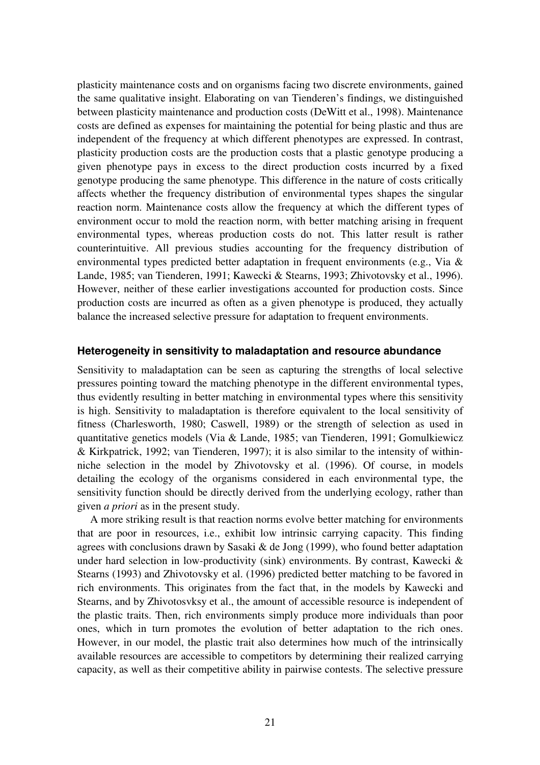plasticity maintenance costs and on organisms facing two discrete environments, gained the same qualitative insight. Elaborating on van Tienderen's findings, we distinguished between plasticity maintenance and production costs (DeWitt et al., 1998). Maintenance costs are defined as expenses for maintaining the potential for being plastic and thus are independent of the frequency at which different phenotypes are expressed. In contrast, plasticity production costs are the production costs that a plastic genotype producing a given phenotype pays in excess to the direct production costs incurred by a fixed genotype producing the same phenotype. This difference in the nature of costs critically affects whether the frequency distribution of environmental types shapes the singular reaction norm. Maintenance costs allow the frequency at which the different types of environment occur to mold the reaction norm, with better matching arising in frequent environmental types, whereas production costs do not. This latter result is rather counterintuitive. All previous studies accounting for the frequency distribution of environmental types predicted better adaptation in frequent environments (e.g., Via & Lande, 1985; van Tienderen, 1991; Kawecki & Stearns, 1993; Zhivotovsky et al., 1996). However, neither of these earlier investigations accounted for production costs. Since production costs are incurred as often as a given phenotype is produced, they actually balance the increased selective pressure for adaptation to frequent environments.

### Heterogeneity in sensitivity to maladaptation and resource abundance

Sensitivity to maladaptation can be seen as capturing the strengths of local selective pressures pointing toward the matching phenotype in the different environmental types, thus evidently resulting in better matching in environmental types where this sensitivity is high. Sensitivity to maladaptation is therefore equivalent to the local sensitivity of fitness (Charlesworth, 1980; Caswell, 1989) or the strength of selection as used in quantitative genetics models (Via & Lande, 1985; van Tienderen, 1991; Gomulkiewicz & Kirkpatrick, 1992; van Tienderen, 1997); it is also similar to the intensity of within-niche selection in the model by Zhivotovsky et al. (1996). Of course, in models detailing the ecology of the organisms considered in each environmental type, the sensitivity function should be directly derived from the underlying ecology, rather than given *a priori* as in the present study.

A more striking result is that reaction norms evolve better matching for environments that are poor in resources, i.e., exhibit low intrinsic carrying capacity. This finding agrees with conclusions drawn by Sasaki & de Jong (1999), who found better adaptation under hard selection in low-productivity (sink) environments. By contrast, Kawecki & Stearns (1993) and Zhivotovsky et al. (1996) predicted better matching to be favored in rich environments. This originates from the fact that, in the models by Kawecki and Stearns, and by Zhivotosvsky et al., the amount of accessible resource is independent of the plastic traits. Then, rich environments simply produce more individuals than poor ones, which in turn promotes the evolution of better adaptation to the rich ones. However, in our model, the plastic trait also determines how much of the intrinsically available resources are accessible to competitors by determining their realized carrying capacity, as well as their competitive ability in pairwise contests. The selective pressure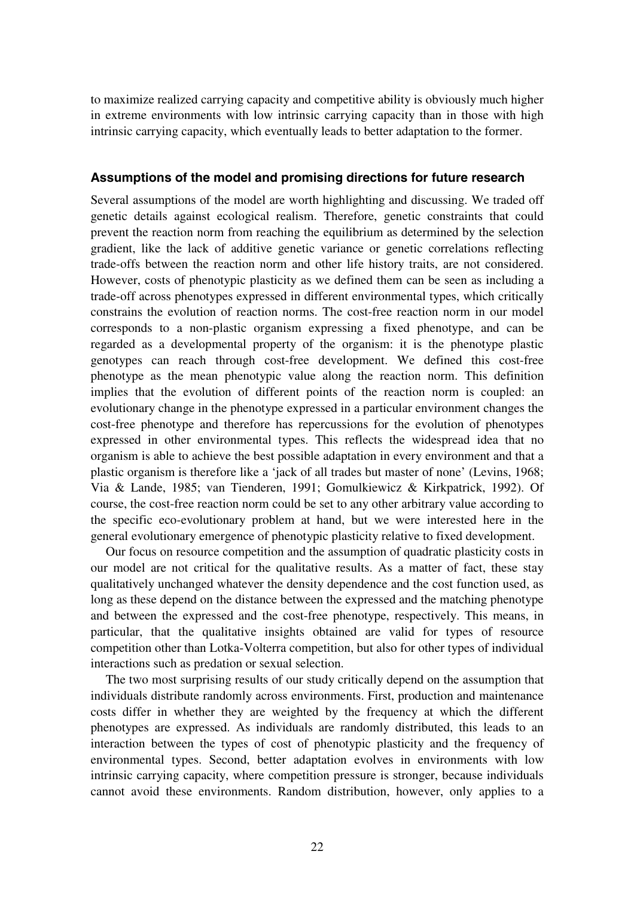to maximize realized carrying capacity and competitive ability is obviously much higher in extreme environments with low intrinsic carrying capacity than in those with high intrinsic carrying capacity, which eventually leads to better adaptation to the former.

### Assumptions of the model and promising directions for future research

Several assumptions of the model are worth highlighting and discussing. We traded off genetic details against ecological realism. Therefore, genetic constraints that could prevent the reaction norm from reaching the equilibrium as determined by the selection gradient, like the lack of additive genetic variance or genetic correlations reflecting trade-offs between the reaction norm and other life history traits, are not considered. However, costs of phenotypic plasticity as we defined them can be seen as including a trade-off across phenotypes expressed in different environmental types, which critically constrains the evolution of reaction norms. The cost-free reaction norm in our model corresponds to a non-plastic organism expressing a fixed phenotype, and can be regarded as a developmental property of the organism: it is the phenotype plastic genotypes can reach through cost-free development. We defined this cost-free phenotype as the mean phenotypic value along the reaction norm. This definition implies that the evolution of different points of the reaction norm is coupled: an evolutionary change in the phenotype expressed in a particular environment changes the cost-free phenotype and therefore has repercussions for the evolution of phenotypes expressed in other environmental types. This reflects the widespread idea that no organism is able to achieve the best possible adaptation in every environment and that a plastic organism is therefore like a 'jack of all trades but master of none' (Levins, 1968; Via & Lande, 1985; van Tienderen, 1991; Gomulkiewicz & Kirkpatrick, 1992). Of course, the cost-free reaction norm could be set to any other arbitrary value according to the specific eco-evolutionary problem at hand, but we were interested here in the general evolutionary emergence of phenotypic plasticity relative to fixed development.

Our focus on resource competition and the assumption of quadratic plasticity costs in our model are not critical for the qualitative results. As a matter of fact, these stay qualitatively unchanged whatever the density dependence and the cost function used, as long as these depend on the distance between the expressed and the matching phenotype and between the expressed and the cost-free phenotype, respectively. This means, in particular, that the qualitative insights obtained are valid for types of resource competition other than Lotka-Volterra competition, but also for other types of individual interactions such as predation or sexual selection.

The two most surprising results of our study critically depend on the assumption that individuals distribute randomly across environments. First, production and maintenance costs differ in whether they are weighted by the frequency at which the different phenotypes are expressed. As individuals are randomly distributed, this leads to an interaction between the types of cost of phenotypic plasticity and the frequency of environmental types. Second, better adaptation evolves in environments with low intrinsic carrying capacity, where competition pressure is stronger, because individuals cannot avoid these environments. Random distribution, however, only applies to a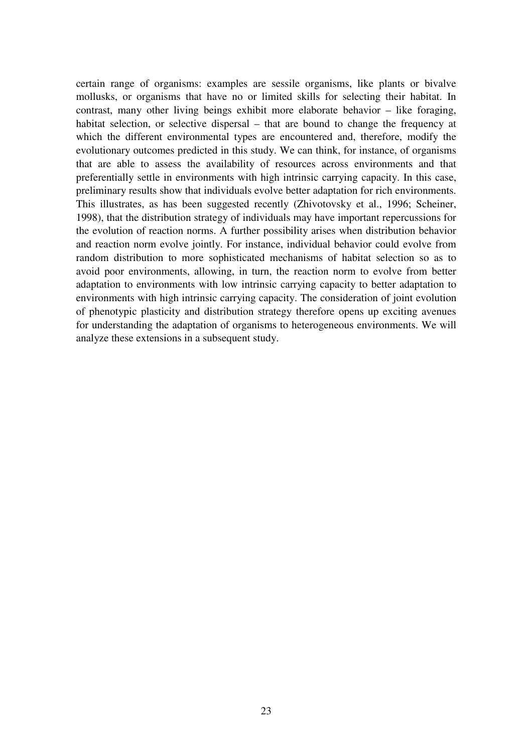certain range of organisms: examples are sessile organisms, like plants or bivalve mollusks, or organisms that have no or limited skills for selecting their habitat. In contrast, many other living beings exhibit more elaborate behavior – like foraging, habitat selection, or selective dispersal – that are bound to change the frequency at which the different environmental types are encountered and, therefore, modify the evolutionary outcomes predicted in this study. We can think, for instance, of organisms that are able to assess the availability of resources across environments and that preferentially settle in environments with high intrinsic carrying capacity. In this case, preliminary results show that individuals evolve better adaptation for rich environments. This illustrates, as has been suggested recently (Zhivotovsky et al., 1996; Scheiner, 1998), that the distribution strategy of individuals may have important repercussions for the evolution of reaction norms. A further possibility arises when distribution behavior and reaction norm evolve jointly. For instance, individual behavior could evolve from random distribution to more sophisticated mechanisms of habitat selection so as to avoid poor environments, allowing, in turn, the reaction norm to evolve from better adaptation to environments with low intrinsic carrying capacity to better adaptation to environments with high intrinsic carrying capacity. The consideration of joint evolution of phenotypic plasticity and distribution strategy therefore opens up exciting avenues for understanding the adaptation of organisms to heterogeneous environments. We will analyze these extensions in a subsequent study.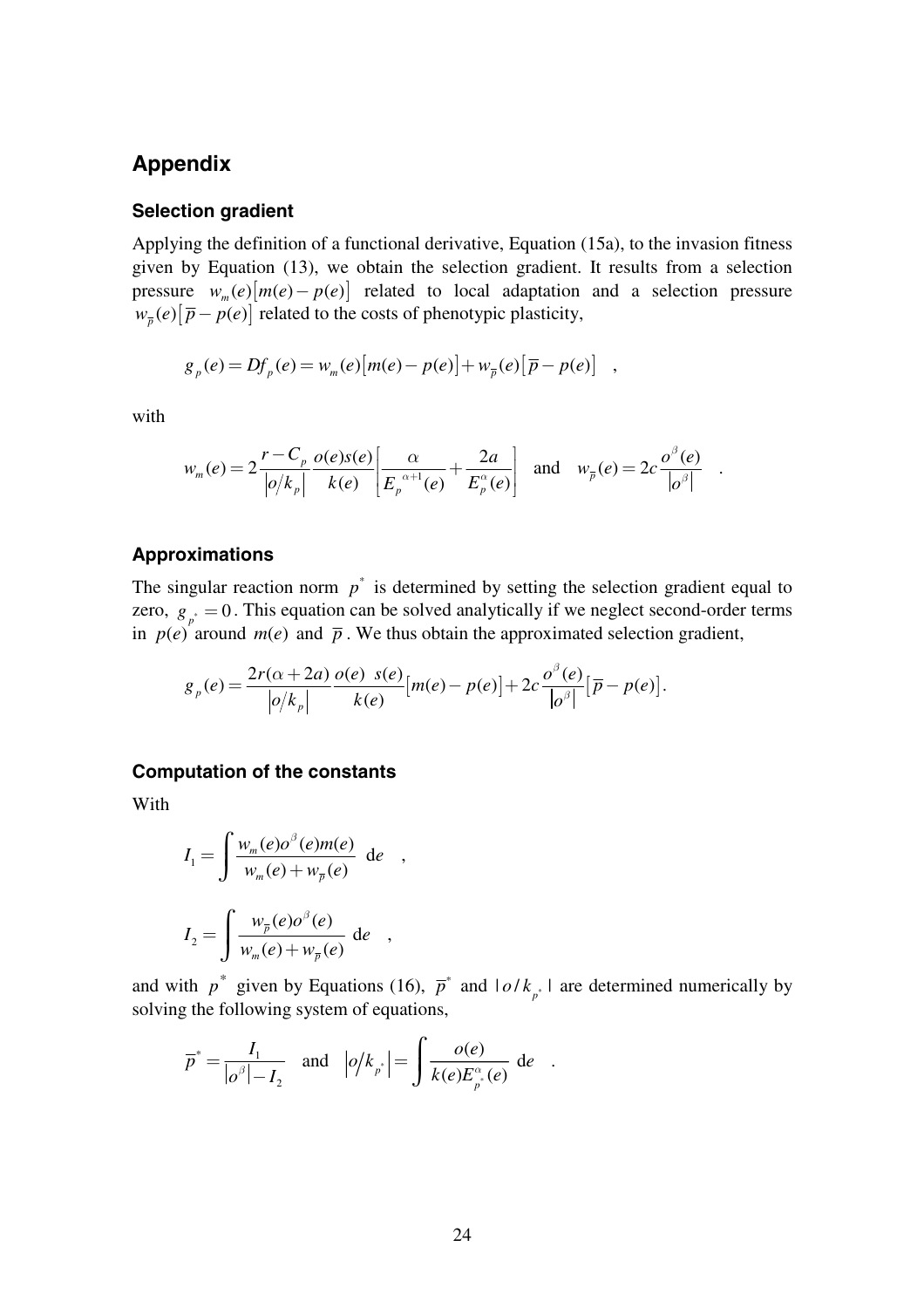## Appendix

### Selection gradient

Applying the definition of a functional derivative, Equation (15a), to the invasion fitness given by Equation (13), we obtain the selection gradient. It results from a selection pressure $w_m(e)[m(e) - p(e)]$ related to local adaptation and a selection pressure $w_{\overline{p}}(e)[\overline{p} - p(e)]$ related to the costs of phenotypic plasticity,

$$g_p(e) = Df_p(e) = w_m(e)[m(e) - p(e)] + w_{\overline{p}}(e)[\overline{p} - p(e)] \quad ,$$

with

$$w_m(e) = 2\frac{r - C_p}{|o/k_p|}\frac{o(e)s(e)}{k(e)}\left[\frac{\alpha}{E_p^{\alpha+1}(e)} + \frac{2a}{E_p^{\alpha}(e)}\right] \quad \text{and} \quad w_{\overline{p}}(e) = 2c\frac{o^{\beta}(e)}{|o^{\beta}|} \quad .$$

### Approximations

The singular reaction norm $p^*$ is determined by setting the selection gradient equal to zero, $g_{p^*} = 0$. This equation can be solved analytically if we neglect second-order terms in $p(e)$ around $m(e)$ and $\overline{p}$. We thus obtain the approximated selection gradient,

$$g_p(e) = \frac{2r(\alpha + 2a)}{|o/k_p|}\frac{o(e)\ s(e)}{k(e)}[m(e) - p(e)] + 2c\frac{o^{\beta}(e)}{|o^{\beta}|}[\overline{p} - p(e)].$$

### Computation of the constants

With

$$I_1 = \int \frac{w_m(e)o^{\beta}(e)m(e)}{w_m(e) + w_{\overline{p}}(e)}\ \mathrm{d}e \quad ,$$

$$I_2 = \int \frac{w_{\overline{p}}(e)o^{\beta}(e)}{w_m(e) + w_{\overline{p}}(e)}\ \mathrm{d}e \quad ,$$

and with $p^*$ given by Equations (16), $\overline{p}^*$ and $|o/k_{p^*}|$ are determined numerically by solving the following system of equations,

$$\overline{p}^* = \frac{I_1}{|o^{\beta}| - I_2} \quad \text{and} \quad |o/k_{p^*}| = \int \frac{o(e)}{k(e)E_{p^*}^{\alpha}(e)}\ \mathrm{d}e \quad .$$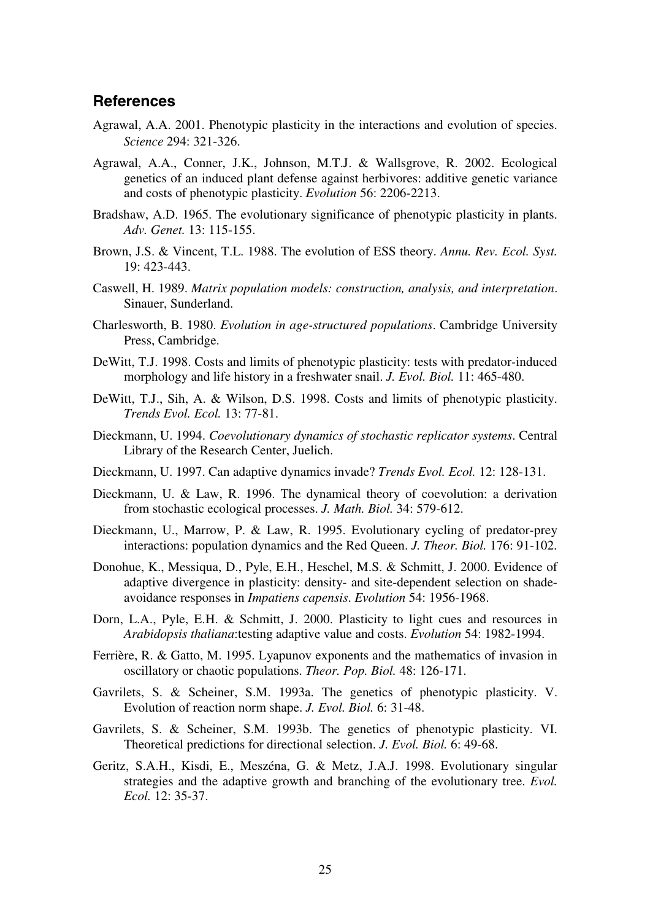## References

Agrawal, A.A. 2001. Phenotypic plasticity in the interactions and evolution of species. *Science* 294: 321-326.

Agrawal, A.A., Conner, J.K., Johnson, M.T.J. & Wallsgrove, R. 2002. Ecological genetics of an induced plant defense against herbivores: additive genetic variance and costs of phenotypic plasticity. *Evolution* 56: 2206-2213.

Bradshaw, A.D. 1965. The evolutionary significance of phenotypic plasticity in plants. *Adv. Genet.* 13: 115-155.

Brown, J.S. & Vincent, T.L. 1988. The evolution of ESS theory. *Annu. Rev. Ecol. Syst.* 19: 423-443.

Caswell, H. 1989. *Matrix population models: construction, analysis, and interpretation*. Sinauer, Sunderland.

Charlesworth, B. 1980. *Evolution in age-structured populations*. Cambridge University Press, Cambridge.

DeWitt, T.J. 1998. Costs and limits of phenotypic plasticity: tests with predator-induced morphology and life history in a freshwater snail. *J. Evol. Biol.* 11: 465-480.

DeWitt, T.J., Sih, A. & Wilson, D.S. 1998. Costs and limits of phenotypic plasticity. *Trends Evol. Ecol.* 13: 77-81.

Dieckmann, U. 1994. *Coevolutionary dynamics of stochastic replicator systems*. Central Library of the Research Center, Juelich.

Dieckmann, U. 1997. Can adaptive dynamics invade? *Trends Evol. Ecol.* 12: 128-131.

Dieckmann, U. & Law, R. 1996. The dynamical theory of coevolution: a derivation from stochastic ecological processes. *J. Math. Biol.* 34: 579-612.

Dieckmann, U., Marrow, P. & Law, R. 1995. Evolutionary cycling of predator-prey interactions: population dynamics and the Red Queen. *J. Theor. Biol.* 176: 91-102.

Donohue, K., Messiqua, D., Pyle, E.H., Heschel, M.S. & Schmitt, J. 2000. Evidence of adaptive divergence in plasticity: density- and site-dependent selection on shade-avoidance responses in *Impatiens capensis*. *Evolution* 54: 1956-1968.

Dorn, L.A., Pyle, E.H. & Schmitt, J. 2000. Plasticity to light cues and resources in *Arabidopsis thaliana*:testing adaptive value and costs. *Evolution* 54: 1982-1994.

Ferrière, R. & Gatto, M. 1995. Lyapunov exponents and the mathematics of invasion in oscillatory or chaotic populations. *Theor. Pop. Biol.* 48: 126-171.

Gavrilets, S. & Scheiner, S.M. 1993a. The genetics of phenotypic plasticity. V. Evolution of reaction norm shape. *J. Evol. Biol.* 6: 31-48.

Gavrilets, S. & Scheiner, S.M. 1993b. The genetics of phenotypic plasticity. VI. Theoretical predictions for directional selection. *J. Evol. Biol.* 6: 49-68.

Geritz, S.A.H., Kisdi, E., Meszéna, G. & Metz, J.A.J. 1998. Evolutionary singular strategies and the adaptive growth and branching of the evolutionary tree. *Evol. Ecol.* 12: 35-37.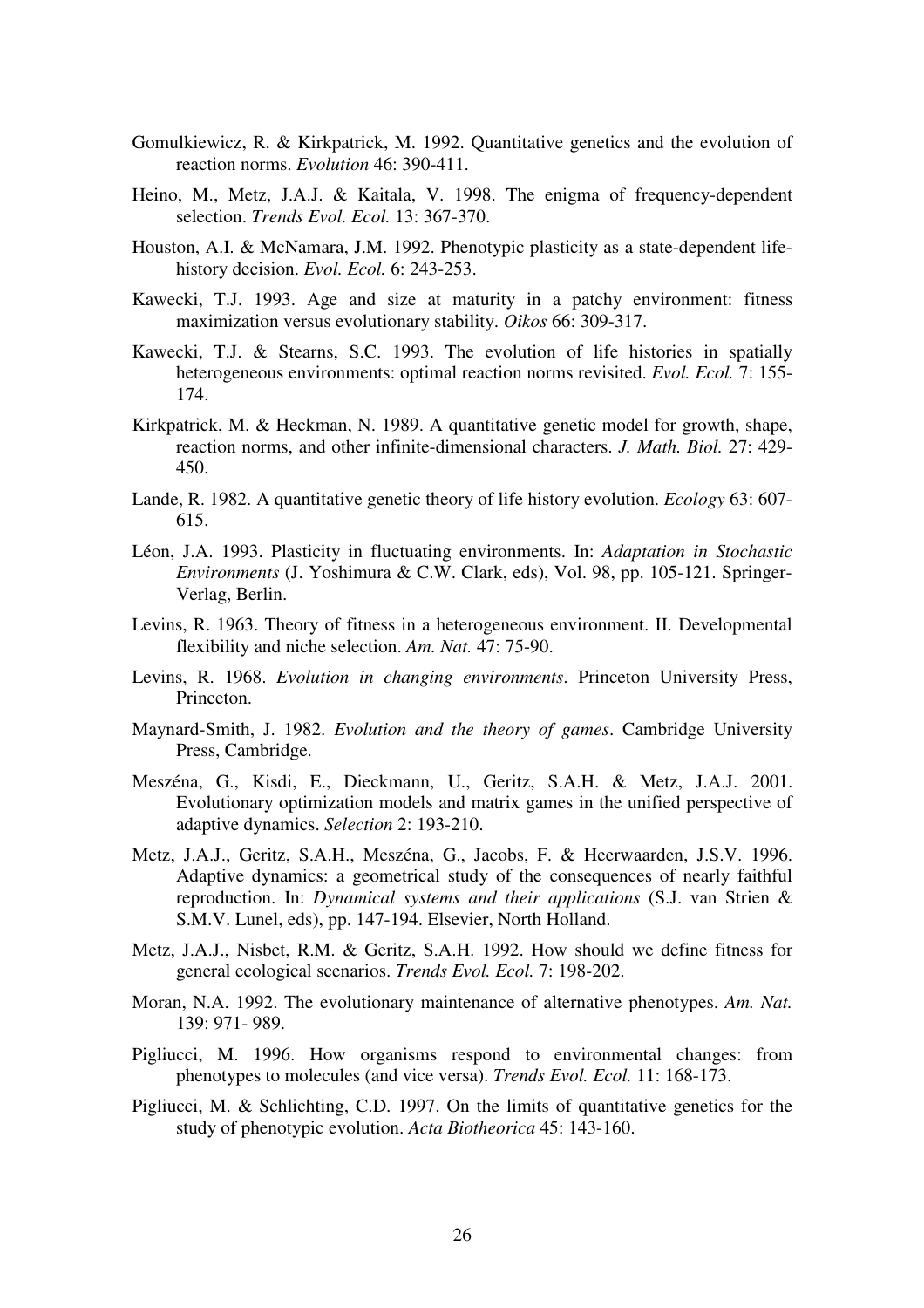Gomulkiewicz, R. & Kirkpatrick, M. 1992. Quantitative genetics and the evolution of reaction norms. *Evolution* 46: 390-411.

Heino, M., Metz, J.A.J. & Kaitala, V. 1998. The enigma of frequency-dependent selection. *Trends Evol. Ecol.* 13: 367-370.

Houston, A.I. & McNamara, J.M. 1992. Phenotypic plasticity as a state-dependent life-history decision. *Evol. Ecol.* 6: 243-253.

Kawecki, T.J. 1993. Age and size at maturity in a patchy environment: fitness maximization versus evolutionary stability. *Oikos* 66: 309-317.

Kawecki, T.J. & Stearns, S.C. 1993. The evolution of life histories in spatially heterogeneous environments: optimal reaction norms revisited. *Evol. Ecol.* 7: 155-174.

Kirkpatrick, M. & Heckman, N. 1989. A quantitative genetic model for growth, shape, reaction norms, and other infinite-dimensional characters. *J. Math. Biol.* 27: 429-450.

Lande, R. 1982. A quantitative genetic theory of life history evolution. *Ecology* 63: 607-615.

Léon, J.A. 1993. Plasticity in fluctuating environments. In: *Adaptation in Stochastic Environments* (J. Yoshimura & C.W. Clark, eds), Vol. 98, pp. 105-121. Springer-Verlag, Berlin.

Levins, R. 1963. Theory of fitness in a heterogeneous environment. II. Developmental flexibility and niche selection. *Am. Nat.* 47: 75-90.

Levins, R. 1968. *Evolution in changing environments*. Princeton University Press, Princeton.

Maynard-Smith, J. 1982. *Evolution and the theory of games*. Cambridge University Press, Cambridge.

Meszéna, G., Kisdi, E., Dieckmann, U., Geritz, S.A.H. & Metz, J.A.J. 2001. Evolutionary optimization models and matrix games in the unified perspective of adaptive dynamics. *Selection* 2: 193-210.

Metz, J.A.J., Geritz, S.A.H., Meszéna, G., Jacobs, F. & Heerwaarden, J.S.V. 1996. Adaptive dynamics: a geometrical study of the consequences of nearly faithful reproduction. In: *Dynamical systems and their applications* (S.J. van Strien & S.M.V. Lunel, eds), pp. 147-194. Elsevier, North Holland.

Metz, J.A.J., Nisbet, R.M. & Geritz, S.A.H. 1992. How should we define fitness for general ecological scenarios. *Trends Evol. Ecol.* 7: 198-202.

Moran, N.A. 1992. The evolutionary maintenance of alternative phenotypes. *Am. Nat.* 139: 971- 989.

Pigliucci, M. 1996. How organisms respond to environmental changes: from phenotypes to molecules (and vice versa). *Trends Evol. Ecol.* 11: 168-173.

Pigliucci, M. & Schlichting, C.D. 1997. On the limits of quantitative genetics for the study of phenotypic evolution. *Acta Biotheorica* 45: 143-160.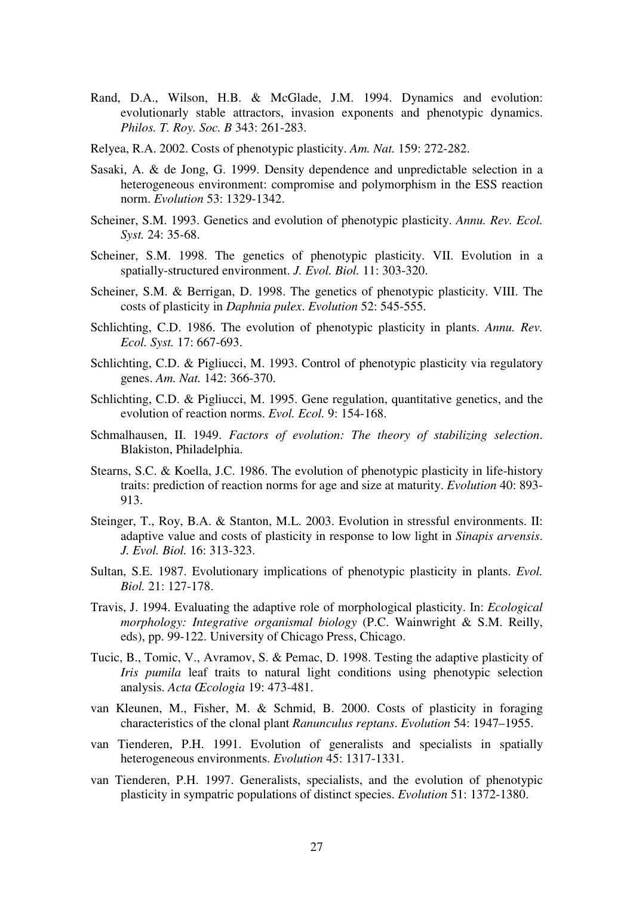Rand, D.A., Wilson, H.B. & McGlade, J.M. 1994. Dynamics and evolution: evolutionarily stable attractors, invasion exponents and phenotypic dynamics. *Philos. T. Roy. Soc. B* 343: 261-283.

Relyea, R.A. 2002. Costs of phenotypic plasticity. *Am. Nat.* 159: 272-282.

Sasaki, A. & de Jong, G. 1999. Density dependence and unpredictable selection in a heterogeneous environment: compromise and polymorphism in the ESS reaction norm. *Evolution* 53: 1329-1342.

Scheiner, S.M. 1993. Genetics and evolution of phenotypic plasticity. *Annu. Rev. Ecol. Syst.* 24: 35-68.

Scheiner, S.M. 1998. The genetics of phenotypic plasticity. VII. Evolution in a spatially-structured environment. *J. Evol. Biol.* 11: 303-320.

Scheiner, S.M. & Berrigan, D. 1998. The genetics of phenotypic plasticity. VIII. The costs of plasticity in *Daphnia pulex*. *Evolution* 52: 545-555.

Schlichting, C.D. 1986. The evolution of phenotypic plasticity in plants. *Annu. Rev. Ecol. Syst.* 17: 667-693.

Schlichting, C.D. & Pigliucci, M. 1993. Control of phenotypic plasticity via regulatory genes. *Am. Nat.* 142: 366-370.

Schlichting, C.D. & Pigliucci, M. 1995. Gene regulation, quantitative genetics, and the evolution of reaction norms. *Evol. Ecol.* 9: 154-168.

Schmalhausen, II. 1949. *Factors of evolution: The theory of stabilizing selection*. Blakiston, Philadelphia.

Stearns, S.C. & Koella, J.C. 1986. The evolution of phenotypic plasticity in life-history traits: prediction of reaction norms for age and size at maturity. *Evolution* 40: 893-913.

Steinger, T., Roy, B.A. & Stanton, M.L. 2003. Evolution in stressful environments. II: adaptive value and costs of plasticity in response to low light in *Sinapis arvensis*. *J. Evol. Biol.* 16: 313-323.

Sultan, S.E. 1987. Evolutionary implications of phenotypic plasticity in plants. *Evol. Biol.* 21: 127-178.

Travis, J. 1994. Evaluating the adaptive role of morphological plasticity. In: *Ecological morphology: Integrative organismal biology* (P.C. Wainwright & S.M. Reilly, eds), pp. 99-122. University of Chicago Press, Chicago.

Tucic, B., Tomic, V., Avramov, S. & Pemac, D. 1998. Testing the adaptive plasticity of *Iris pumila* leaf traits to natural light conditions using phenotypic selection analysis. *Acta Œcologia* 19: 473-481.

van Kleunen, M., Fisher, M. & Schmid, B. 2000. Costs of plasticity in foraging characteristics of the clonal plant *Ranunculus reptans*. *Evolution* 54: 1947–1955.

van Tienderen, P.H. 1991. Evolution of generalists and specialists in spatially heterogeneous environments. *Evolution* 45: 1317-1331.

van Tienderen, P.H. 1997. Generalists, specialists, and the evolution of phenotypic plasticity in sympatric populations of distinct species. *Evolution* 51: 1372-1380.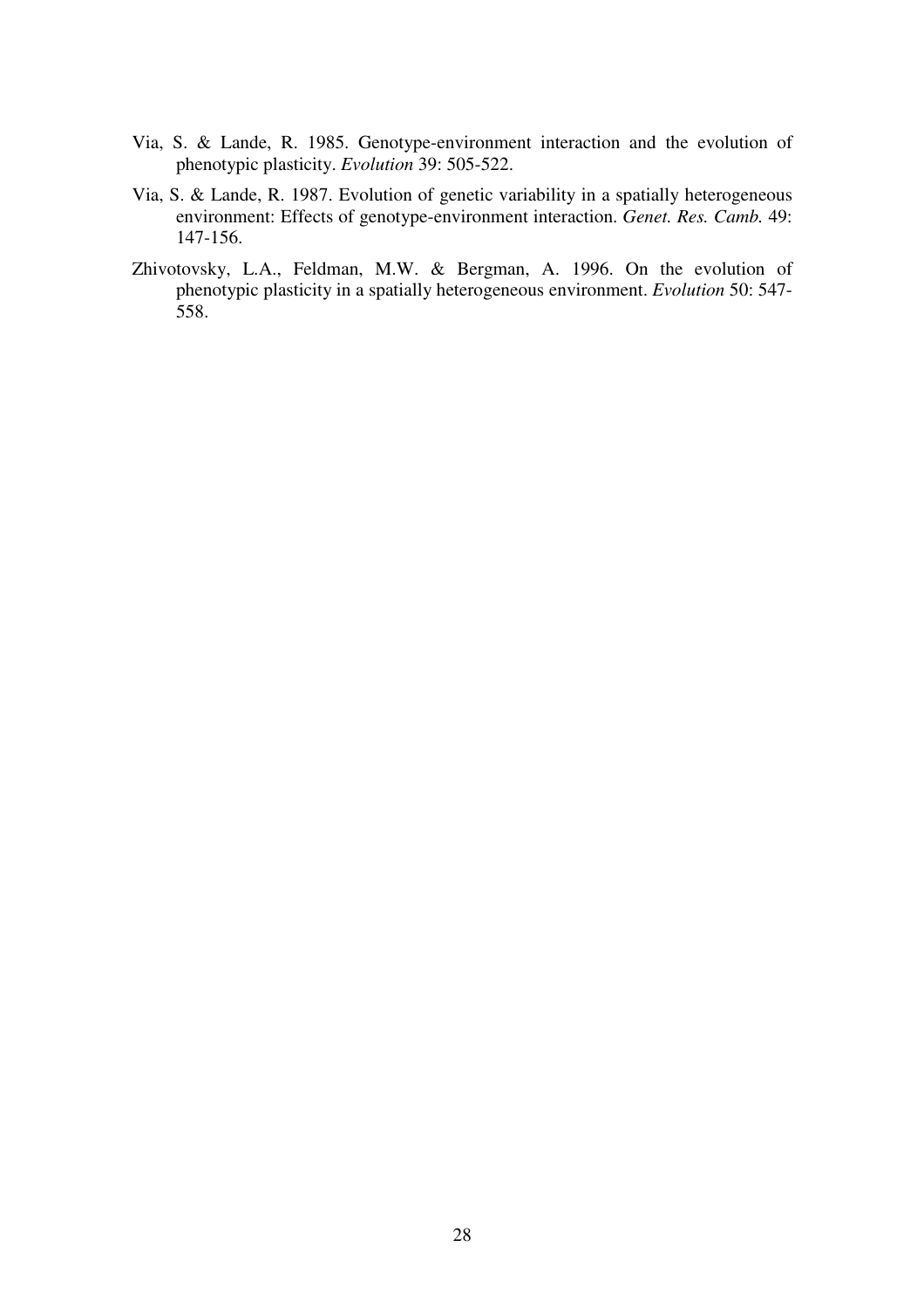Via, S. & Lande, R. 1985. Genotype-environment interaction and the evolution of phenotypic plasticity. *Evolution* 39: 505-522.

Via, S. & Lande, R. 1987. Evolution of genetic variability in a spatially heterogeneous environment: Effects of genotype-environment interaction. *Genet. Res. Camb.* 49: 147-156.

Zhivotovsky, L.A., Feldman, M.W. & Bergman, A. 1996. On the evolution of phenotypic plasticity in a spatially heterogeneous environment. *Evolution* 50: 547-558.